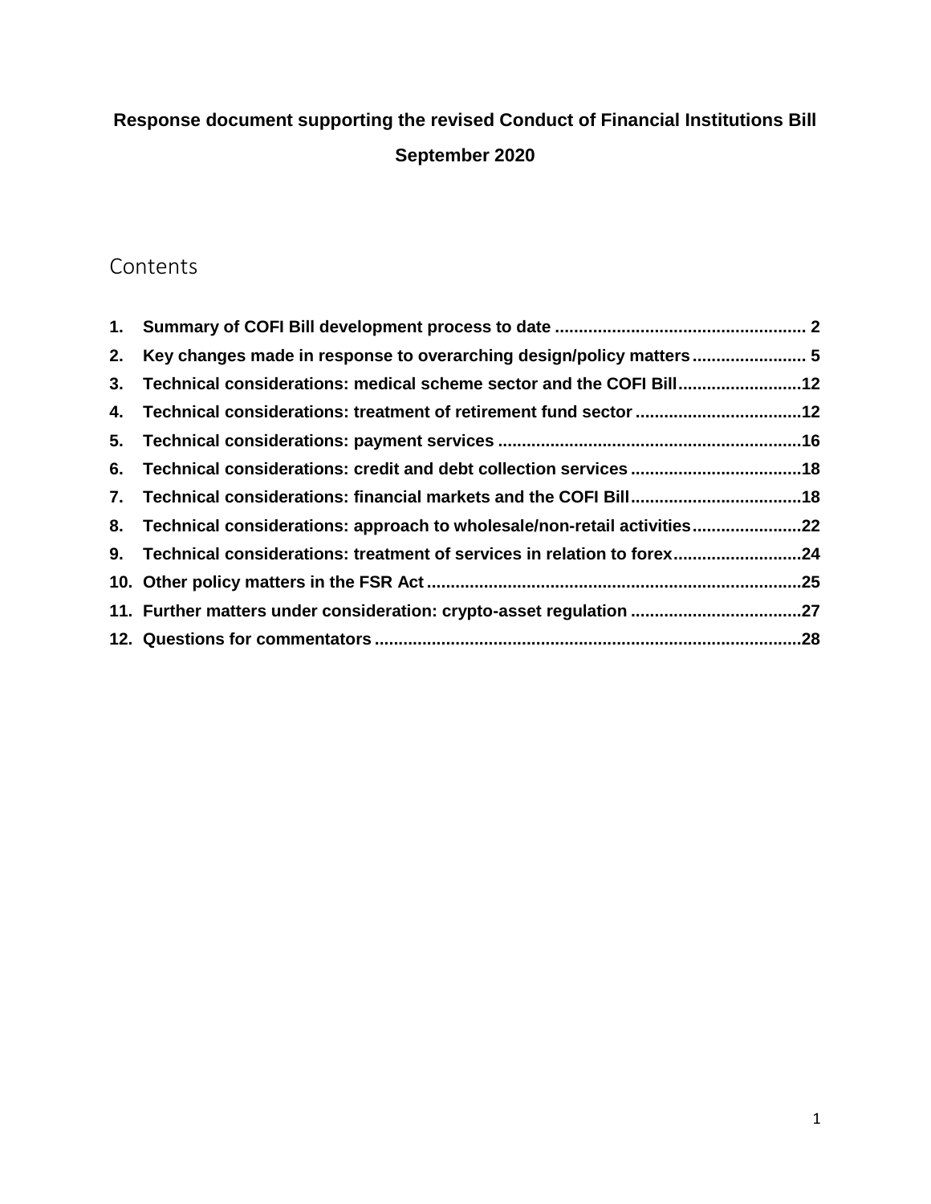**Response document supporting the revised Conduct of Financial Institutions Bill**

**September 2020**

# Contents

1. **Summary of COFI Bill development process to date** .................................................... 2
2. **Key changes made in response to overarching design/policy matters** ........................ 5
3. **Technical considerations: medical scheme sector and the COFI Bill**..........................12
4. **Technical considerations: treatment of retirement fund sector** ...................................12
5. **Technical considerations: payment services** ...............................................................16
6. **Technical considerations: credit and debt collection services** ....................................18
7. **Technical considerations: financial markets and the COFI Bill**....................................18
8. **Technical considerations: approach to wholesale/non-retail activities**.......................22
9. **Technical considerations: treatment of services in relation to forex**...........................24
10. **Other policy matters in the FSR Act** ..............................................................................25
11. **Further matters under consideration: crypto-asset regulation** ....................................27
12. **Questions for commentators** .........................................................................................28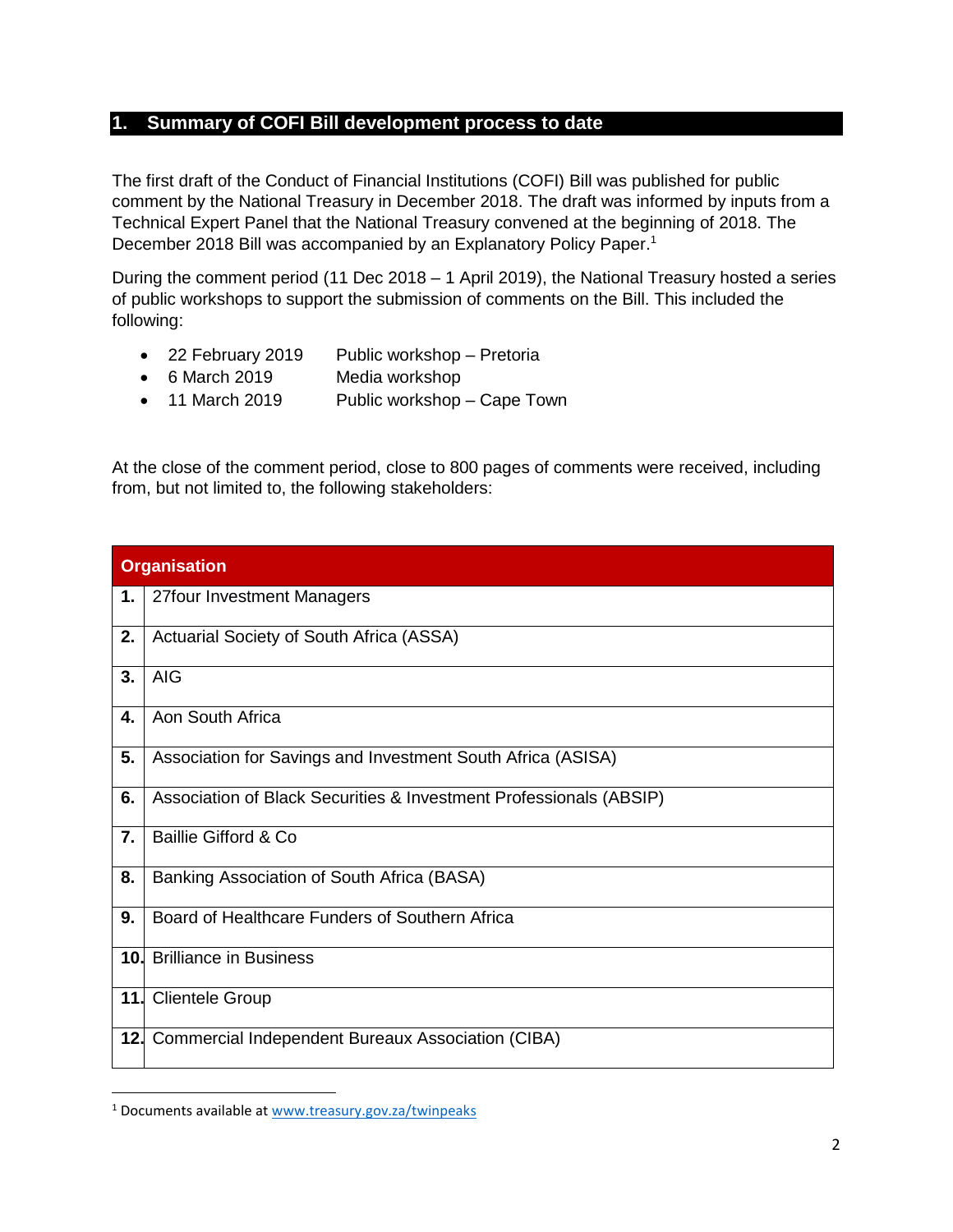## 1. Summary of COFI Bill development process to date

The first draft of the Conduct of Financial Institutions (COFI) Bill was published for public comment by the National Treasury in December 2018. The draft was informed by inputs from a Technical Expert Panel that the National Treasury convened at the beginning of 2018. The December 2018 Bill was accompanied by an Explanatory Policy Paper.[1]

During the comment period (11 Dec 2018 – 1 April 2019), the National Treasury hosted a series of public workshops to support the submission of comments on the Bill. This included the following:

- 22 February 2019 Public workshop – Pretoria
- 6 March 2019 Media workshop
- 11 March 2019 Public workshop – Cape Town

At the close of the comment period, close to 800 pages of comments were received, including from, but not limited to, the following stakeholders:

| | Organisation |
|---|---|
| **1.** | 27four Investment Managers |
| **2.** | Actuarial Society of South Africa (ASSA) |
| **3.** | AIG |
| **4.** | Aon South Africa |
| **5.** | Association for Savings and Investment South Africa (ASISA) |
| **6.** | Association of Black Securities & Investment Professionals (ABSIP) |
| **7.** | Baillie Gifford & Co |
| **8.** | Banking Association of South Africa (BASA) |
| **9.** | Board of Healthcare Funders of Southern Africa |
| **10.** | Brilliance in Business |
| **11.** | Clientele Group |
| **12.** | Commercial Independent Bureaux Association (CIBA) |

[1] Documents available at www.treasury.gov.za/twinpeaks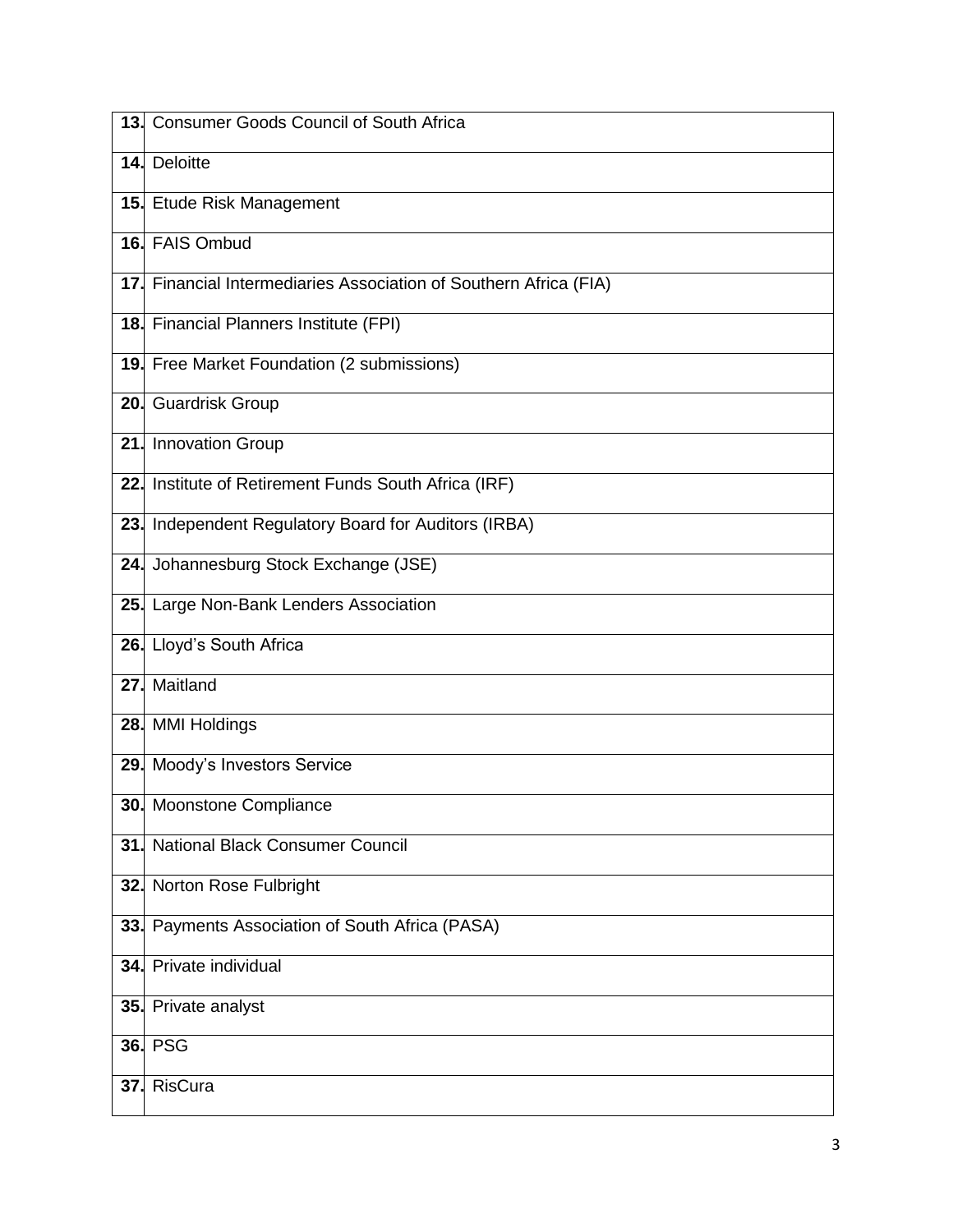| | |
|---|---|
| **13.** | Consumer Goods Council of South Africa |
| **14.** | Deloitte |
| **15.** | Etude Risk Management |
| **16.** | FAIS Ombud |
| **17.** | Financial Intermediaries Association of Southern Africa (FIA) |
| **18.** | Financial Planners Institute (FPI) |
| **19.** | Free Market Foundation (2 submissions) |
| **20.** | Guardrisk Group |
| **21.** | Innovation Group |
| **22.** | Institute of Retirement Funds South Africa (IRF) |
| **23.** | Independent Regulatory Board for Auditors (IRBA) |
| **24.** | Johannesburg Stock Exchange (JSE) |
| **25.** | Large Non-Bank Lenders Association |
| **26.** | Lloyd's South Africa |
| **27.** | Maitland |
| **28.** | MMI Holdings |
| **29.** | Moody's Investors Service |
| **30.** | Moonstone Compliance |
| **31.** | National Black Consumer Council |
| **32.** | Norton Rose Fulbright |
| **33.** | Payments Association of South Africa (PASA) |
| **34.** | Private individual |
| **35.** | Private analyst |
| **36.** | PSG |
| **37.** | RisCura |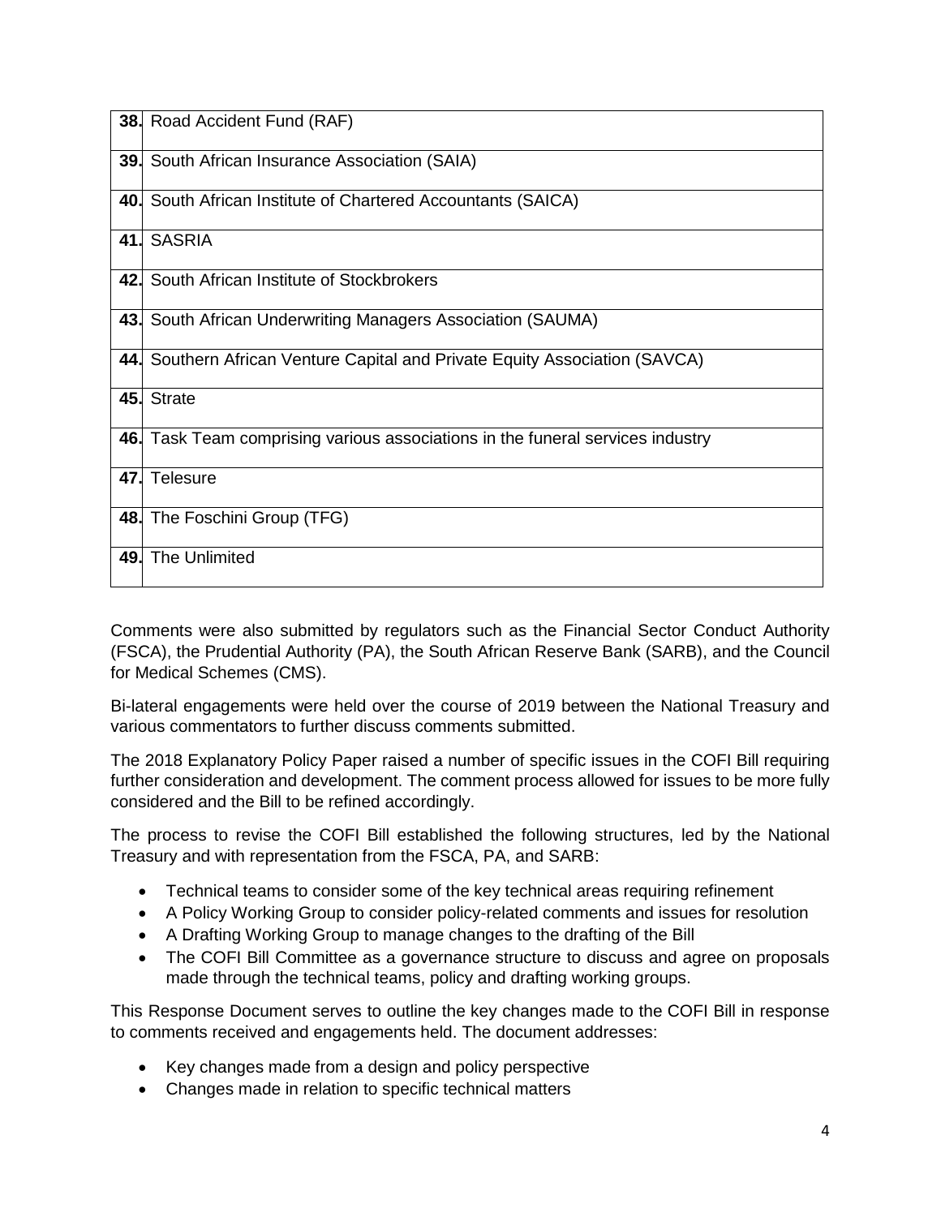| | |
|---|---|
| **38.** | Road Accident Fund (RAF) |
| **39.** | South African Insurance Association (SAIA) |
| **40.** | South African Institute of Chartered Accountants (SAICA) |
| **41.** | SASRIA |
| **42.** | South African Institute of Stockbrokers |
| **43.** | South African Underwriting Managers Association (SAUMA) |
| **44.** | Southern African Venture Capital and Private Equity Association (SAVCA) |
| **45.** | Strate |
| **46.** | Task Team comprising various associations in the funeral services industry |
| **47.** | Telesure |
| **48.** | The Foschini Group (TFG) |
| **49.** | The Unlimited |

Comments were also submitted by regulators such as the Financial Sector Conduct Authority (FSCA), the Prudential Authority (PA), the South African Reserve Bank (SARB), and the Council for Medical Schemes (CMS).

Bi-lateral engagements were held over the course of 2019 between the National Treasury and various commentators to further discuss comments submitted.

The 2018 Explanatory Policy Paper raised a number of specific issues in the COFI Bill requiring further consideration and development. The comment process allowed for issues to be more fully considered and the Bill to be refined accordingly.

The process to revise the COFI Bill established the following structures, led by the National Treasury and with representation from the FSCA, PA, and SARB:

- Technical teams to consider some of the key technical areas requiring refinement
- A Policy Working Group to consider policy-related comments and issues for resolution
- A Drafting Working Group to manage changes to the drafting of the Bill
- The COFI Bill Committee as a governance structure to discuss and agree on proposals made through the technical teams, policy and drafting working groups.

This Response Document serves to outline the key changes made to the COFI Bill in response to comments received and engagements held. The document addresses:

- Key changes made from a design and policy perspective
- Changes made in relation to specific technical matters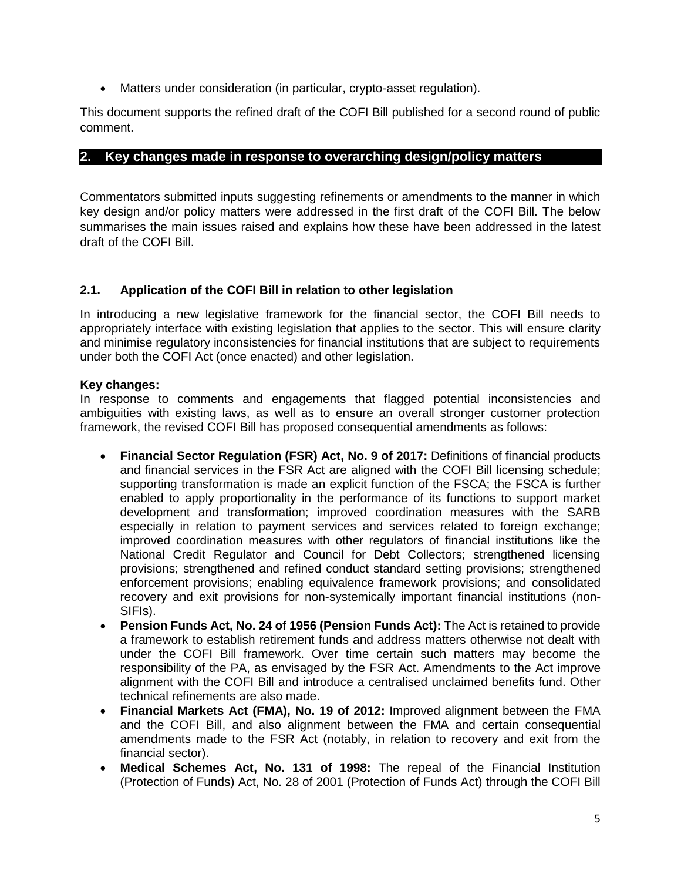- Matters under consideration (in particular, crypto-asset regulation).

This document supports the refined draft of the COFI Bill published for a second round of public comment.

## 2. Key changes made in response to overarching design/policy matters

Commentators submitted inputs suggesting refinements or amendments to the manner in which key design and/or policy matters were addressed in the first draft of the COFI Bill. The below summarises the main issues raised and explains how these have been addressed in the latest draft of the COFI Bill.

### 2.1. Application of the COFI Bill in relation to other legislation

In introducing a new legislative framework for the financial sector, the COFI Bill needs to appropriately interface with existing legislation that applies to the sector. This will ensure clarity and minimise regulatory inconsistencies for financial institutions that are subject to requirements under both the COFI Act (once enacted) and other legislation.

**Key changes:**
In response to comments and engagements that flagged potential inconsistencies and ambiguities with existing laws, as well as to ensure an overall stronger customer protection framework, the revised COFI Bill has proposed consequential amendments as follows:

- **Financial Sector Regulation (FSR) Act, No. 9 of 2017:** Definitions of financial products and financial services in the FSR Act are aligned with the COFI Bill licensing schedule; supporting transformation is made an explicit function of the FSCA; the FSCA is further enabled to apply proportionality in the performance of its functions to support market development and transformation; improved coordination measures with the SARB especially in relation to payment services and services related to foreign exchange; improved coordination measures with other regulators of financial institutions like the National Credit Regulator and Council for Debt Collectors; strengthened licensing provisions; strengthened and refined conduct standard setting provisions; strengthened enforcement provisions; enabling equivalence framework provisions; and consolidated recovery and exit provisions for non-systemically important financial institutions (non-SIFIs).
- **Pension Funds Act, No. 24 of 1956 (Pension Funds Act):** The Act is retained to provide a framework to establish retirement funds and address matters otherwise not dealt with under the COFI Bill framework. Over time certain such matters may become the responsibility of the PA, as envisaged by the FSR Act. Amendments to the Act improve alignment with the COFI Bill and introduce a centralised unclaimed benefits fund. Other technical refinements are also made.
- **Financial Markets Act (FMA), No. 19 of 2012:** Improved alignment between the FMA and the COFI Bill, and also alignment between the FMA and certain consequential amendments made to the FSR Act (notably, in relation to recovery and exit from the financial sector).
- **Medical Schemes Act, No. 131 of 1998:** The repeal of the Financial Institution (Protection of Funds) Act, No. 28 of 2001 (Protection of Funds Act) through the COFI Bill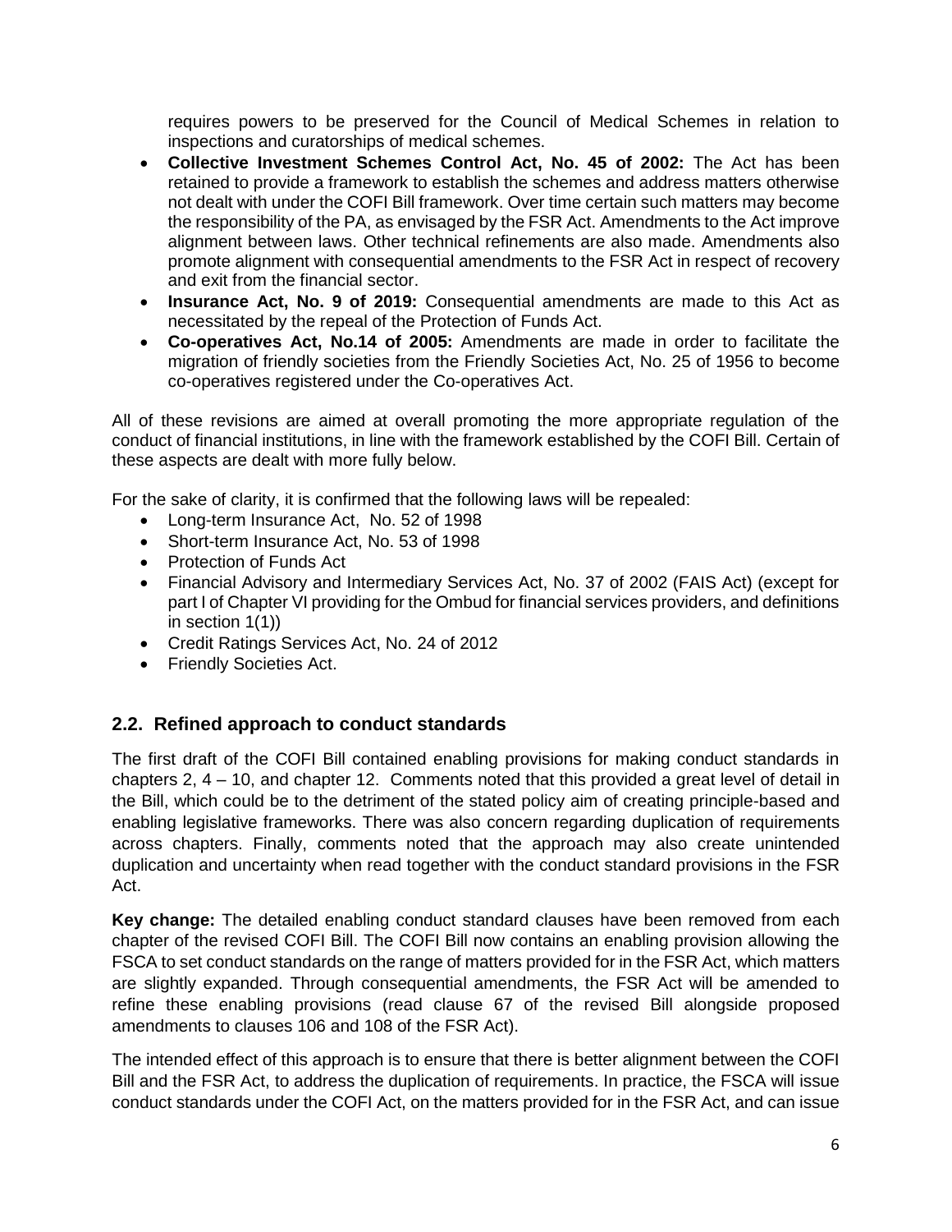requires powers to be preserved for the Council of Medical Schemes in relation to inspections and curatorships of medical schemes.

- **Collective Investment Schemes Control Act, No. 45 of 2002:** The Act has been retained to provide a framework to establish the schemes and address matters otherwise not dealt with under the COFI Bill framework. Over time certain such matters may become the responsibility of the PA, as envisaged by the FSR Act. Amendments to the Act improve alignment between laws. Other technical refinements are also made. Amendments also promote alignment with consequential amendments to the FSR Act in respect of recovery and exit from the financial sector.
- **Insurance Act, No. 9 of 2019:** Consequential amendments are made to this Act as necessitated by the repeal of the Protection of Funds Act.
- **Co-operatives Act, No.14 of 2005:** Amendments are made in order to facilitate the migration of friendly societies from the Friendly Societies Act, No. 25 of 1956 to become co-operatives registered under the Co-operatives Act.

All of these revisions are aimed at overall promoting the more appropriate regulation of the conduct of financial institutions, in line with the framework established by the COFI Bill. Certain of these aspects are dealt with more fully below.

For the sake of clarity, it is confirmed that the following laws will be repealed:

- Long-term Insurance Act, No. 52 of 1998
- Short-term Insurance Act, No. 53 of 1998
- Protection of Funds Act
- Financial Advisory and Intermediary Services Act, No. 37 of 2002 (FAIS Act) (except for part I of Chapter VI providing for the Ombud for financial services providers, and definitions in section 1(1))
- Credit Ratings Services Act, No. 24 of 2012
- Friendly Societies Act.

## 2.2. Refined approach to conduct standards

The first draft of the COFI Bill contained enabling provisions for making conduct standards in chapters 2, 4 – 10, and chapter 12. Comments noted that this provided a great level of detail in the Bill, which could be to the detriment of the stated policy aim of creating principle-based and enabling legislative frameworks. There was also concern regarding duplication of requirements across chapters. Finally, comments noted that the approach may also create unintended duplication and uncertainty when read together with the conduct standard provisions in the FSR Act.

**Key change:** The detailed enabling conduct standard clauses have been removed from each chapter of the revised COFI Bill. The COFI Bill now contains an enabling provision allowing the FSCA to set conduct standards on the range of matters provided for in the FSR Act, which matters are slightly expanded. Through consequential amendments, the FSR Act will be amended to refine these enabling provisions (read clause 67 of the revised Bill alongside proposed amendments to clauses 106 and 108 of the FSR Act).

The intended effect of this approach is to ensure that there is better alignment between the COFI Bill and the FSR Act, to address the duplication of requirements. In practice, the FSCA will issue conduct standards under the COFI Act, on the matters provided for in the FSR Act, and can issue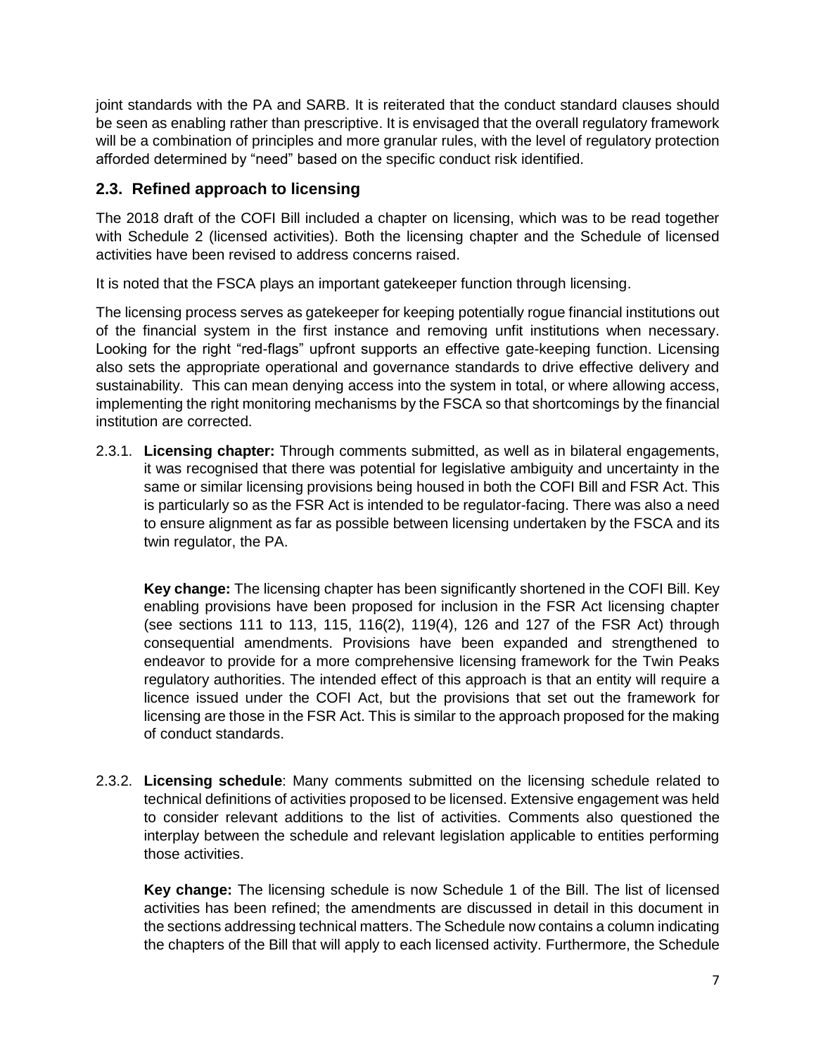joint standards with the PA and SARB. It is reiterated that the conduct standard clauses should be seen as enabling rather than prescriptive. It is envisaged that the overall regulatory framework will be a combination of principles and more granular rules, with the level of regulatory protection afforded determined by "need" based on the specific conduct risk identified.

## 2.3. Refined approach to licensing

The 2018 draft of the COFI Bill included a chapter on licensing, which was to be read together with Schedule 2 (licensed activities). Both the licensing chapter and the Schedule of licensed activities have been revised to address concerns raised.

It is noted that the FSCA plays an important gatekeeper function through licensing.

The licensing process serves as gatekeeper for keeping potentially rogue financial institutions out of the financial system in the first instance and removing unfit institutions when necessary. Looking for the right "red-flags" upfront supports an effective gate-keeping function. Licensing also sets the appropriate operational and governance standards to drive effective delivery and sustainability. This can mean denying access into the system in total, or where allowing access, implementing the right monitoring mechanisms by the FSCA so that shortcomings by the financial institution are corrected.

2.3.1. **Licensing chapter:** Through comments submitted, as well as in bilateral engagements, it was recognised that there was potential for legislative ambiguity and uncertainty in the same or similar licensing provisions being housed in both the COFI Bill and FSR Act. This is particularly so as the FSR Act is intended to be regulator-facing. There was also a need to ensure alignment as far as possible between licensing undertaken by the FSCA and its twin regulator, the PA.

**Key change:** The licensing chapter has been significantly shortened in the COFI Bill. Key enabling provisions have been proposed for inclusion in the FSR Act licensing chapter (see sections 111 to 113, 115, 116(2), 119(4), 126 and 127 of the FSR Act) through consequential amendments. Provisions have been expanded and strengthened to endeavor to provide for a more comprehensive licensing framework for the Twin Peaks regulatory authorities. The intended effect of this approach is that an entity will require a licence issued under the COFI Act, but the provisions that set out the framework for licensing are those in the FSR Act. This is similar to the approach proposed for the making of conduct standards.

2.3.2. **Licensing schedule**: Many comments submitted on the licensing schedule related to technical definitions of activities proposed to be licensed. Extensive engagement was held to consider relevant additions to the list of activities. Comments also questioned the interplay between the schedule and relevant legislation applicable to entities performing those activities.

**Key change:** The licensing schedule is now Schedule 1 of the Bill. The list of licensed activities has been refined; the amendments are discussed in detail in this document in the sections addressing technical matters. The Schedule now contains a column indicating the chapters of the Bill that will apply to each licensed activity. Furthermore, the Schedule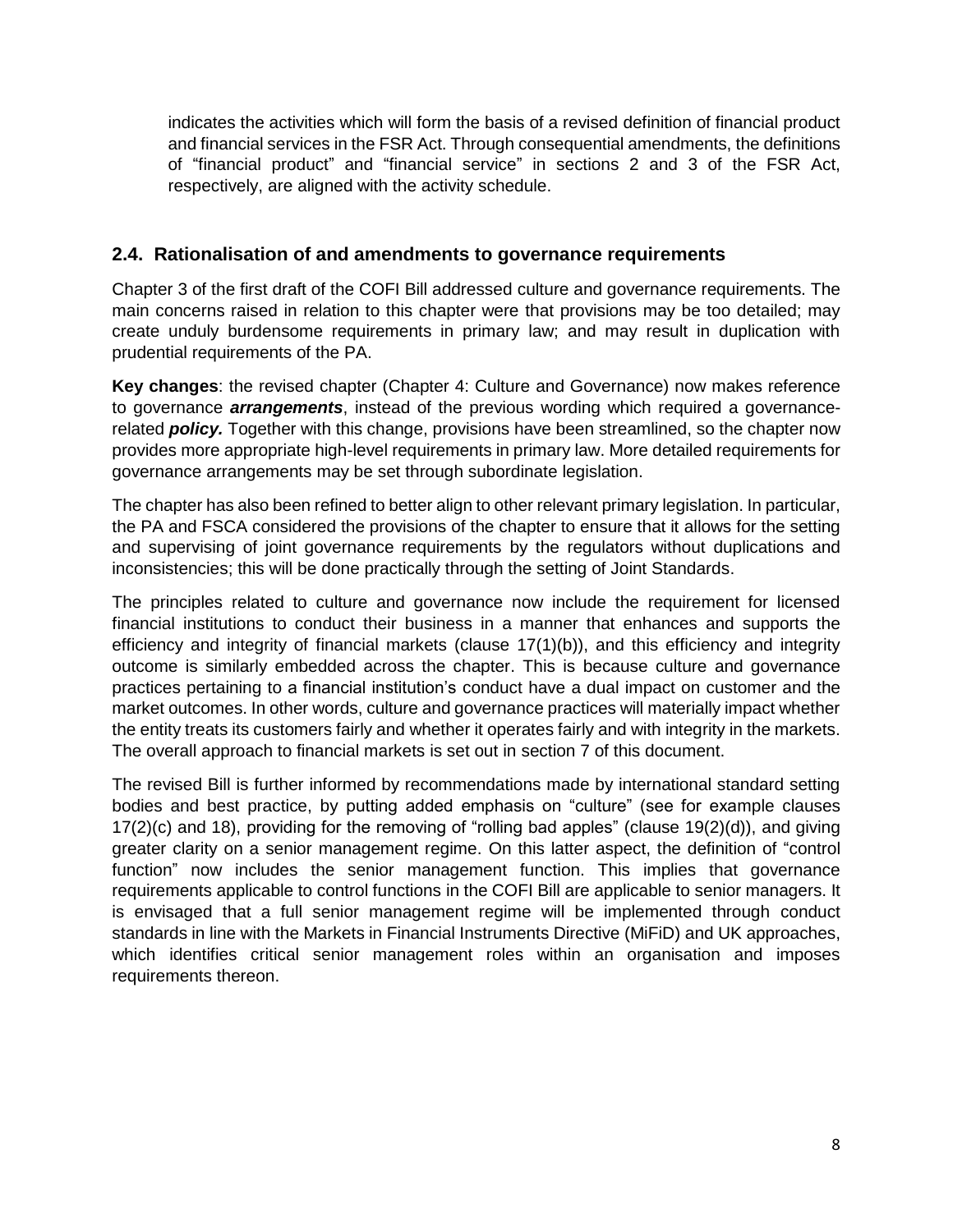indicates the activities which will form the basis of a revised definition of financial product and financial services in the FSR Act. Through consequential amendments, the definitions of "financial product" and "financial service" in sections 2 and 3 of the FSR Act, respectively, are aligned with the activity schedule.

## 2.4. Rationalisation of and amendments to governance requirements

Chapter 3 of the first draft of the COFI Bill addressed culture and governance requirements. The main concerns raised in relation to this chapter were that provisions may be too detailed; may create unduly burdensome requirements in primary law; and may result in duplication with prudential requirements of the PA.

**Key changes**: the revised chapter (Chapter 4: Culture and Governance) now makes reference to governance ***arrangements***, instead of the previous wording which required a governance-related ***policy.*** Together with this change, provisions have been streamlined, so the chapter now provides more appropriate high-level requirements in primary law. More detailed requirements for governance arrangements may be set through subordinate legislation.

The chapter has also been refined to better align to other relevant primary legislation. In particular, the PA and FSCA considered the provisions of the chapter to ensure that it allows for the setting and supervising of joint governance requirements by the regulators without duplications and inconsistencies; this will be done practically through the setting of Joint Standards.

The principles related to culture and governance now include the requirement for licensed financial institutions to conduct their business in a manner that enhances and supports the efficiency and integrity of financial markets (clause 17(1)(b)), and this efficiency and integrity outcome is similarly embedded across the chapter. This is because culture and governance practices pertaining to a financial institution's conduct have a dual impact on customer and the market outcomes. In other words, culture and governance practices will materially impact whether the entity treats its customers fairly and whether it operates fairly and with integrity in the markets. The overall approach to financial markets is set out in section 7 of this document.

The revised Bill is further informed by recommendations made by international standard setting bodies and best practice, by putting added emphasis on "culture" (see for example clauses 17(2)(c) and 18), providing for the removing of "rolling bad apples" (clause 19(2)(d)), and giving greater clarity on a senior management regime. On this latter aspect, the definition of "control function" now includes the senior management function. This implies that governance requirements applicable to control functions in the COFI Bill are applicable to senior managers. It is envisaged that a full senior management regime will be implemented through conduct standards in line with the Markets in Financial Instruments Directive (MiFiD) and UK approaches, which identifies critical senior management roles within an organisation and imposes requirements thereon.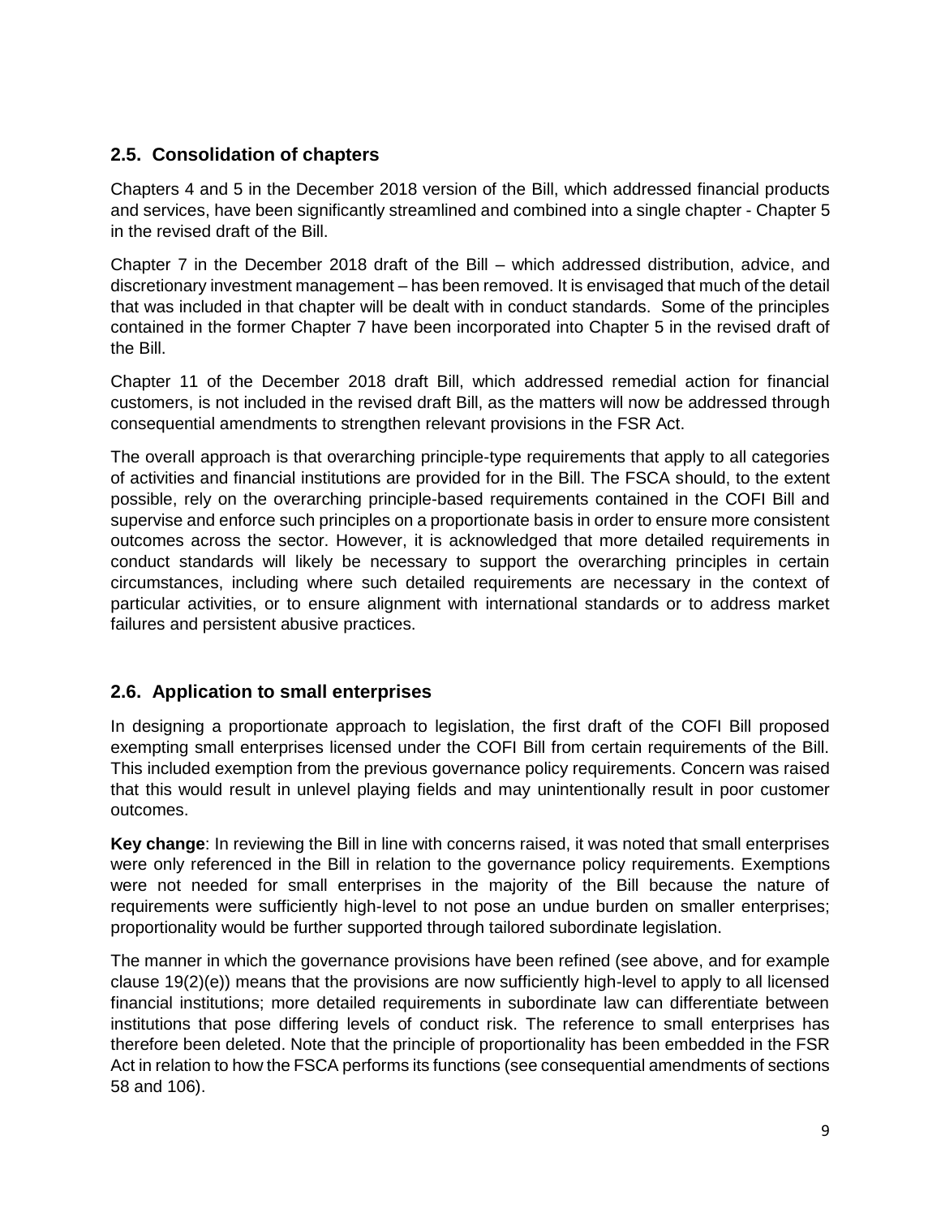## 2.5. Consolidation of chapters

Chapters 4 and 5 in the December 2018 version of the Bill, which addressed financial products and services, have been significantly streamlined and combined into a single chapter - Chapter 5 in the revised draft of the Bill.

Chapter 7 in the December 2018 draft of the Bill – which addressed distribution, advice, and discretionary investment management – has been removed. It is envisaged that much of the detail that was included in that chapter will be dealt with in conduct standards. Some of the principles contained in the former Chapter 7 have been incorporated into Chapter 5 in the revised draft of the Bill.

Chapter 11 of the December 2018 draft Bill, which addressed remedial action for financial customers, is not included in the revised draft Bill, as the matters will now be addressed through consequential amendments to strengthen relevant provisions in the FSR Act.

The overall approach is that overarching principle-type requirements that apply to all categories of activities and financial institutions are provided for in the Bill. The FSCA should, to the extent possible, rely on the overarching principle-based requirements contained in the COFI Bill and supervise and enforce such principles on a proportionate basis in order to ensure more consistent outcomes across the sector. However, it is acknowledged that more detailed requirements in conduct standards will likely be necessary to support the overarching principles in certain circumstances, including where such detailed requirements are necessary in the context of particular activities, or to ensure alignment with international standards or to address market failures and persistent abusive practices.

## 2.6. Application to small enterprises

In designing a proportionate approach to legislation, the first draft of the COFI Bill proposed exempting small enterprises licensed under the COFI Bill from certain requirements of the Bill. This included exemption from the previous governance policy requirements. Concern was raised that this would result in unlevel playing fields and may unintentionally result in poor customer outcomes.

**Key change**: In reviewing the Bill in line with concerns raised, it was noted that small enterprises were only referenced in the Bill in relation to the governance policy requirements. Exemptions were not needed for small enterprises in the majority of the Bill because the nature of requirements were sufficiently high-level to not pose an undue burden on smaller enterprises; proportionality would be further supported through tailored subordinate legislation.

The manner in which the governance provisions have been refined (see above, and for example clause 19(2)(e)) means that the provisions are now sufficiently high-level to apply to all licensed financial institutions; more detailed requirements in subordinate law can differentiate between institutions that pose differing levels of conduct risk. The reference to small enterprises has therefore been deleted. Note that the principle of proportionality has been embedded in the FSR Act in relation to how the FSCA performs its functions (see consequential amendments of sections 58 and 106).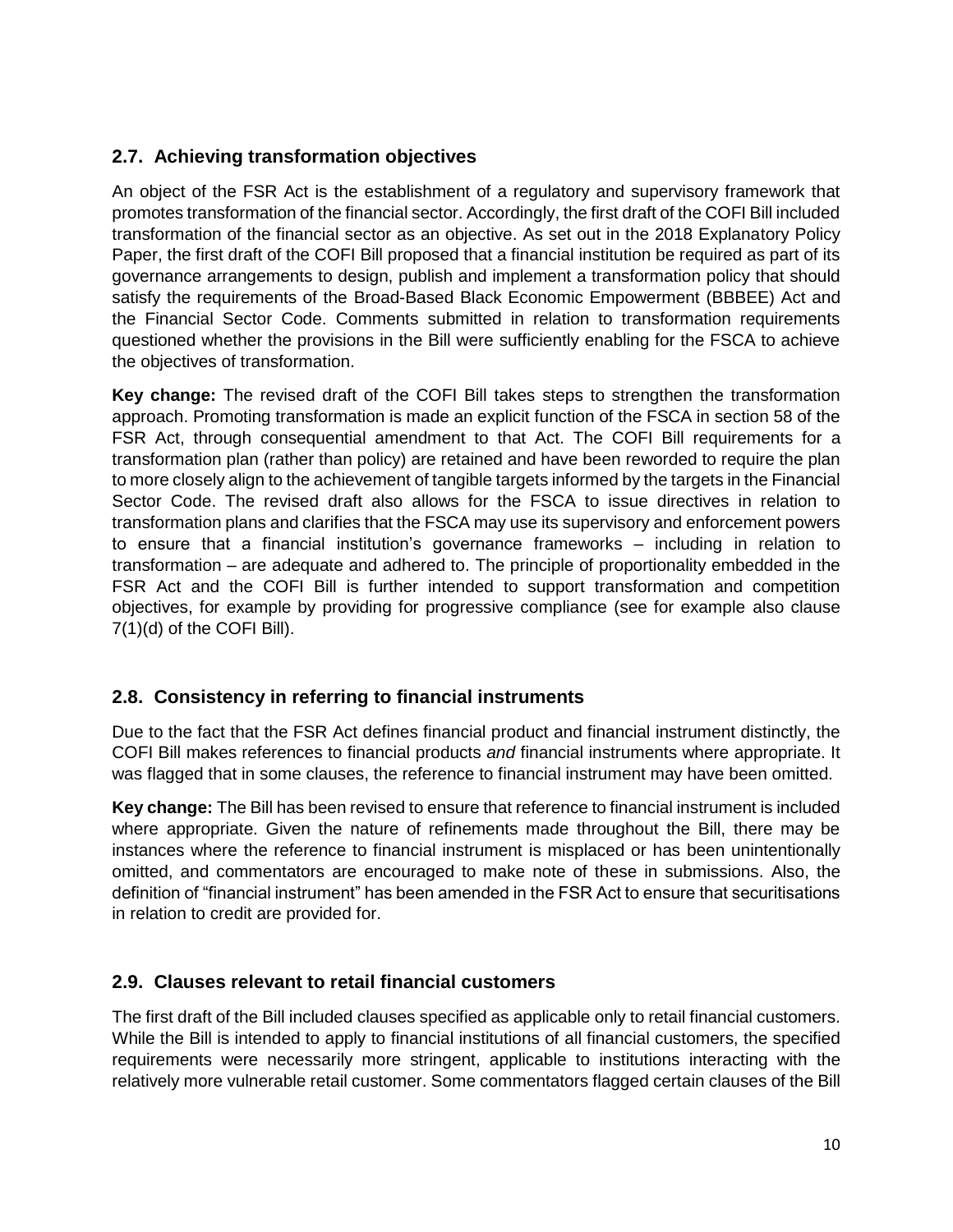## 2.7. Achieving transformation objectives

An object of the FSR Act is the establishment of a regulatory and supervisory framework that promotes transformation of the financial sector. Accordingly, the first draft of the COFI Bill included transformation of the financial sector as an objective. As set out in the 2018 Explanatory Policy Paper, the first draft of the COFI Bill proposed that a financial institution be required as part of its governance arrangements to design, publish and implement a transformation policy that should satisfy the requirements of the Broad-Based Black Economic Empowerment (BBBEE) Act and the Financial Sector Code. Comments submitted in relation to transformation requirements questioned whether the provisions in the Bill were sufficiently enabling for the FSCA to achieve the objectives of transformation.

**Key change:** The revised draft of the COFI Bill takes steps to strengthen the transformation approach. Promoting transformation is made an explicit function of the FSCA in section 58 of the FSR Act, through consequential amendment to that Act. The COFI Bill requirements for a transformation plan (rather than policy) are retained and have been reworded to require the plan to more closely align to the achievement of tangible targets informed by the targets in the Financial Sector Code. The revised draft also allows for the FSCA to issue directives in relation to transformation plans and clarifies that the FSCA may use its supervisory and enforcement powers to ensure that a financial institution's governance frameworks – including in relation to transformation – are adequate and adhered to. The principle of proportionality embedded in the FSR Act and the COFI Bill is further intended to support transformation and competition objectives, for example by providing for progressive compliance (see for example also clause 7(1)(d) of the COFI Bill).

## 2.8. Consistency in referring to financial instruments

Due to the fact that the FSR Act defines financial product and financial instrument distinctly, the COFI Bill makes references to financial products *and* financial instruments where appropriate. It was flagged that in some clauses, the reference to financial instrument may have been omitted.

**Key change:** The Bill has been revised to ensure that reference to financial instrument is included where appropriate. Given the nature of refinements made throughout the Bill, there may be instances where the reference to financial instrument is misplaced or has been unintentionally omitted, and commentators are encouraged to make note of these in submissions. Also, the definition of "financial instrument" has been amended in the FSR Act to ensure that securitisations in relation to credit are provided for.

## 2.9. Clauses relevant to retail financial customers

The first draft of the Bill included clauses specified as applicable only to retail financial customers. While the Bill is intended to apply to financial institutions of all financial customers, the specified requirements were necessarily more stringent, applicable to institutions interacting with the relatively more vulnerable retail customer. Some commentators flagged certain clauses of the Bill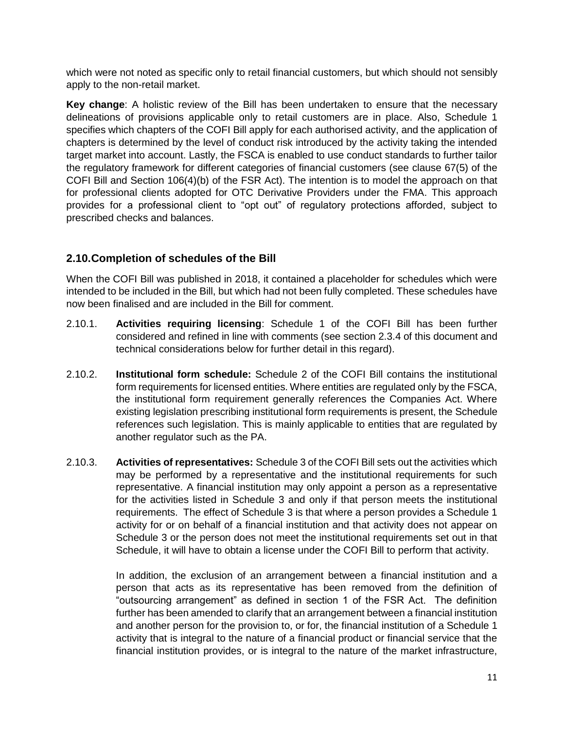which were not noted as specific only to retail financial customers, but which should not sensibly apply to the non-retail market.

**Key change**: A holistic review of the Bill has been undertaken to ensure that the necessary delineations of provisions applicable only to retail customers are in place. Also, Schedule 1 specifies which chapters of the COFI Bill apply for each authorised activity, and the application of chapters is determined by the level of conduct risk introduced by the activity taking the intended target market into account. Lastly, the FSCA is enabled to use conduct standards to further tailor the regulatory framework for different categories of financial customers (see clause 67(5) of the COFI Bill and Section 106(4)(b) of the FSR Act). The intention is to model the approach on that for professional clients adopted for OTC Derivative Providers under the FMA. This approach provides for a professional client to "opt out" of regulatory protections afforded, subject to prescribed checks and balances.

## 2.10. Completion of schedules of the Bill

When the COFI Bill was published in 2018, it contained a placeholder for schedules which were intended to be included in the Bill, but which had not been fully completed. These schedules have now been finalised and are included in the Bill for comment.

2.10.1. **Activities requiring licensing**: Schedule 1 of the COFI Bill has been further considered and refined in line with comments (see section 2.3.4 of this document and technical considerations below for further detail in this regard).

2.10.2. **Institutional form schedule:** Schedule 2 of the COFI Bill contains the institutional form requirements for licensed entities. Where entities are regulated only by the FSCA, the institutional form requirement generally references the Companies Act. Where existing legislation prescribing institutional form requirements is present, the Schedule references such legislation. This is mainly applicable to entities that are regulated by another regulator such as the PA.

2.10.3. **Activities of representatives:** Schedule 3 of the COFI Bill sets out the activities which may be performed by a representative and the institutional requirements for such representative. A financial institution may only appoint a person as a representative for the activities listed in Schedule 3 and only if that person meets the institutional requirements. The effect of Schedule 3 is that where a person provides a Schedule 1 activity for or on behalf of a financial institution and that activity does not appear on Schedule 3 or the person does not meet the institutional requirements set out in that Schedule, it will have to obtain a license under the COFI Bill to perform that activity.

In addition, the exclusion of an arrangement between a financial institution and a person that acts as its representative has been removed from the definition of "outsourcing arrangement" as defined in section 1 of the FSR Act. The definition further has been amended to clarify that an arrangement between a financial institution and another person for the provision to, or for, the financial institution of a Schedule 1 activity that is integral to the nature of a financial product or financial service that the financial institution provides, or is integral to the nature of the market infrastructure,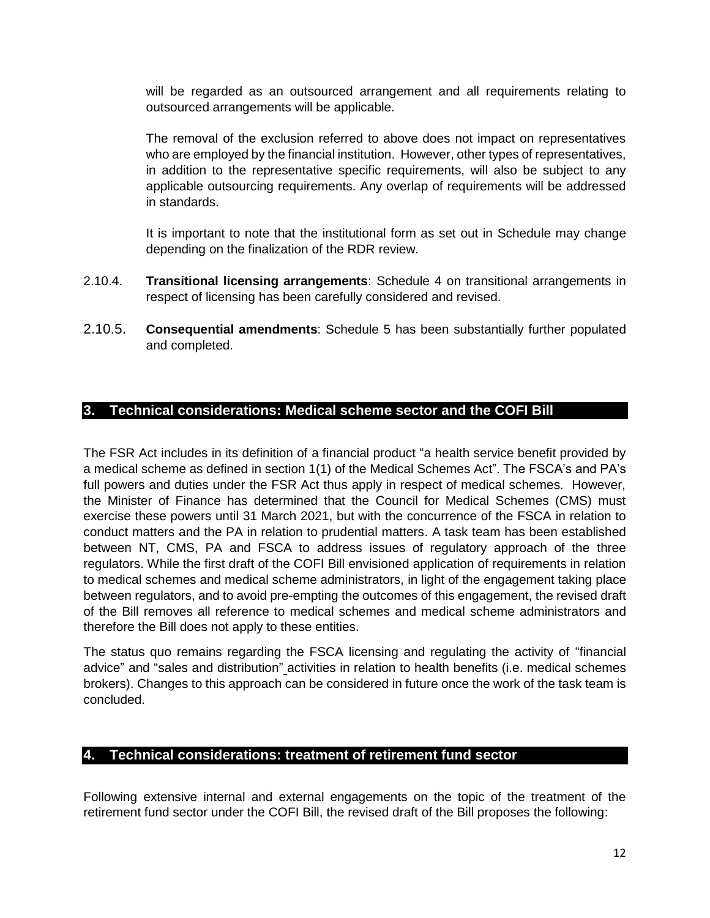will be regarded as an outsourced arrangement and all requirements relating to outsourced arrangements will be applicable.

The removal of the exclusion referred to above does not impact on representatives who are employed by the financial institution. However, other types of representatives, in addition to the representative specific requirements, will also be subject to any applicable outsourcing requirements. Any overlap of requirements will be addressed in standards.

It is important to note that the institutional form as set out in Schedule may change depending on the finalization of the RDR review.

2.10.4. **Transitional licensing arrangements**: Schedule 4 on transitional arrangements in respect of licensing has been carefully considered and revised.

2.10.5. **Consequential amendments**: Schedule 5 has been substantially further populated and completed.

## 3. Technical considerations: Medical scheme sector and the COFI Bill

The FSR Act includes in its definition of a financial product "a health service benefit provided by a medical scheme as defined in section 1(1) of the Medical Schemes Act". The FSCA's and PA's full powers and duties under the FSR Act thus apply in respect of medical schemes. However, the Minister of Finance has determined that the Council for Medical Schemes (CMS) must exercise these powers until 31 March 2021, but with the concurrence of the FSCA in relation to conduct matters and the PA in relation to prudential matters. A task team has been established between NT, CMS, PA and FSCA to address issues of regulatory approach of the three regulators. While the first draft of the COFI Bill envisioned application of requirements in relation to medical schemes and medical scheme administrators, in light of the engagement taking place between regulators, and to avoid pre-empting the outcomes of this engagement, the revised draft of the Bill removes all reference to medical schemes and medical scheme administrators and therefore the Bill does not apply to these entities.

The status quo remains regarding the FSCA licensing and regulating the activity of "financial advice" and "sales and distribution" activities in relation to health benefits (i.e. medical schemes brokers). Changes to this approach can be considered in future once the work of the task team is concluded.

## 4. Technical considerations: treatment of retirement fund sector

Following extensive internal and external engagements on the topic of the treatment of the retirement fund sector under the COFI Bill, the revised draft of the Bill proposes the following: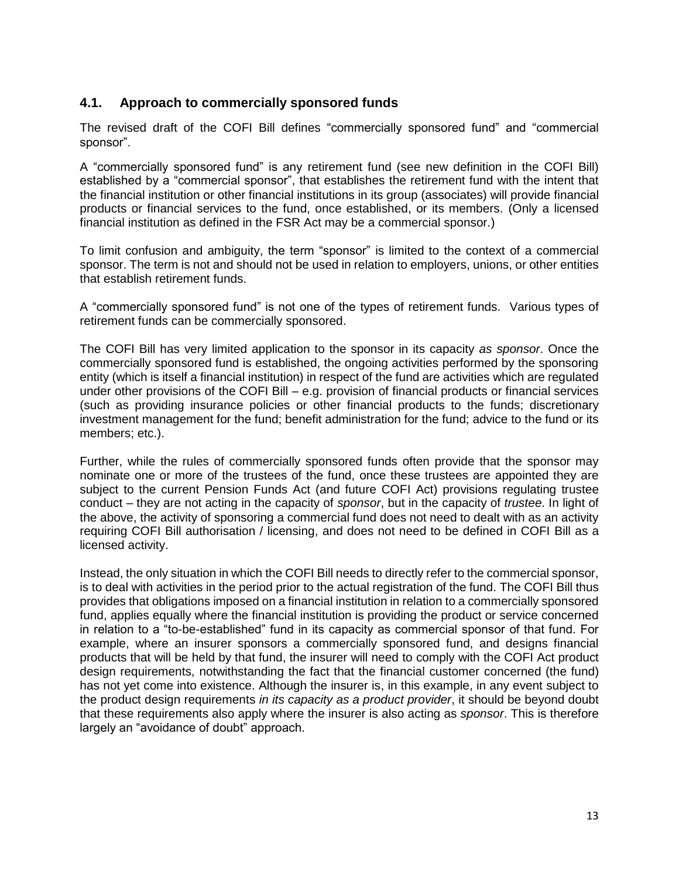## 4.1. Approach to commercially sponsored funds

The revised draft of the COFI Bill defines "commercially sponsored fund" and "commercial sponsor".

A "commercially sponsored fund" is any retirement fund (see new definition in the COFI Bill) established by a "commercial sponsor", that establishes the retirement fund with the intent that the financial institution or other financial institutions in its group (associates) will provide financial products or financial services to the fund, once established, or its members. (Only a licensed financial institution as defined in the FSR Act may be a commercial sponsor.)

To limit confusion and ambiguity, the term "sponsor" is limited to the context of a commercial sponsor. The term is not and should not be used in relation to employers, unions, or other entities that establish retirement funds.

A "commercially sponsored fund" is not one of the types of retirement funds. Various types of retirement funds can be commercially sponsored.

The COFI Bill has very limited application to the sponsor in its capacity *as sponsor*. Once the commercially sponsored fund is established, the ongoing activities performed by the sponsoring entity (which is itself a financial institution) in respect of the fund are activities which are regulated under other provisions of the COFI Bill – e.g. provision of financial products or financial services (such as providing insurance policies or other financial products to the funds; discretionary investment management for the fund; benefit administration for the fund; advice to the fund or its members; etc.).

Further, while the rules of commercially sponsored funds often provide that the sponsor may nominate one or more of the trustees of the fund, once these trustees are appointed they are subject to the current Pension Funds Act (and future COFI Act) provisions regulating trustee conduct – they are not acting in the capacity of *sponsor*, but in the capacity of *trustee*. In light of the above, the activity of sponsoring a commercial fund does not need to dealt with as an activity requiring COFI Bill authorisation / licensing, and does not need to be defined in COFI Bill as a licensed activity.

Instead, the only situation in which the COFI Bill needs to directly refer to the commercial sponsor, is to deal with activities in the period prior to the actual registration of the fund. The COFI Bill thus provides that obligations imposed on a financial institution in relation to a commercially sponsored fund, applies equally where the financial institution is providing the product or service concerned in relation to a "to-be-established" fund in its capacity as commercial sponsor of that fund. For example, where an insurer sponsors a commercially sponsored fund, and designs financial products that will be held by that fund, the insurer will need to comply with the COFI Act product design requirements, notwithstanding the fact that the financial customer concerned (the fund) has not yet come into existence. Although the insurer is, in this example, in any event subject to the product design requirements *in its capacity as a product provider*, it should be beyond doubt that these requirements also apply where the insurer is also acting as *sponsor*. This is therefore largely an "avoidance of doubt" approach.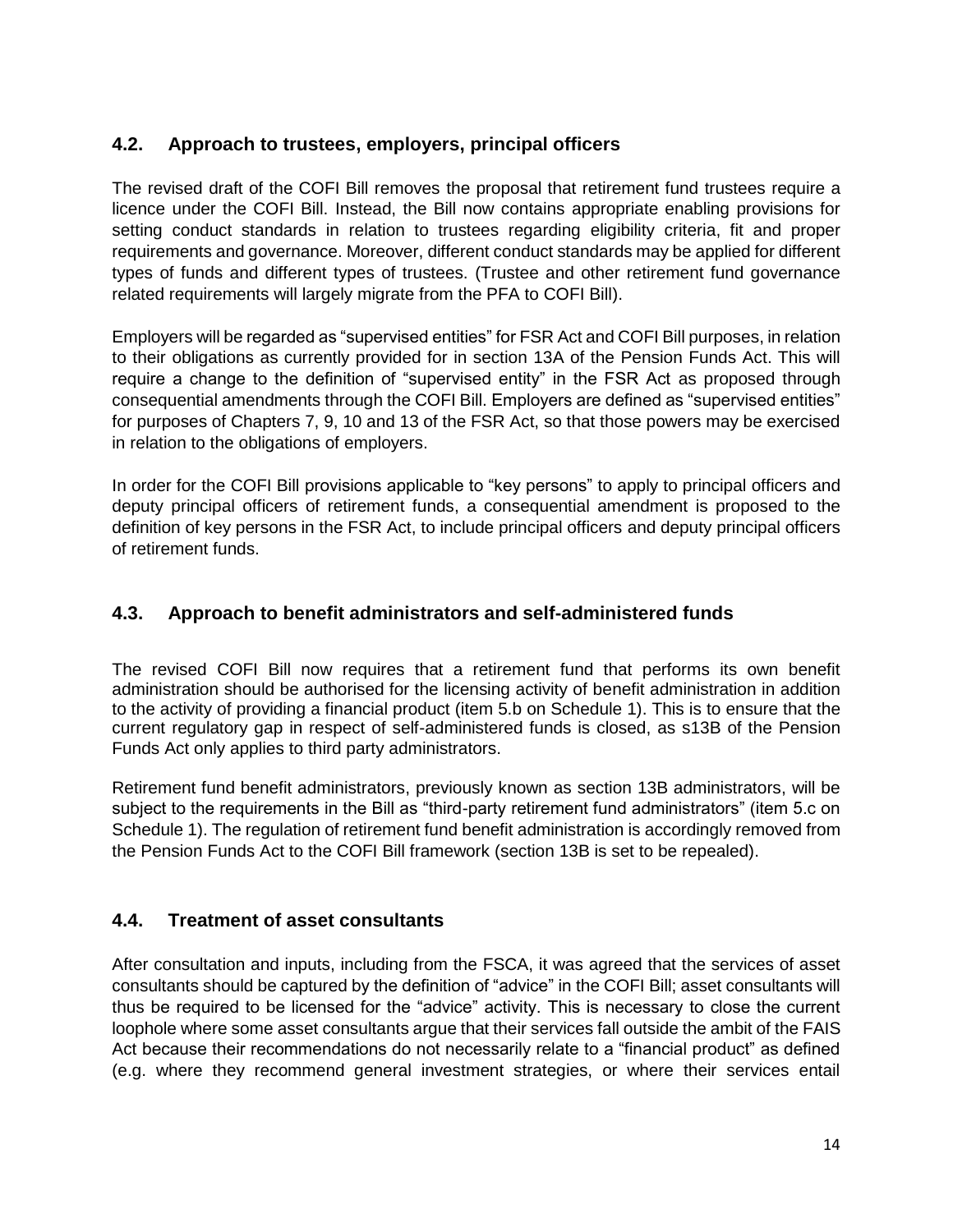### 4.2. Approach to trustees, employers, principal officers

The revised draft of the COFI Bill removes the proposal that retirement fund trustees require a licence under the COFI Bill. Instead, the Bill now contains appropriate enabling provisions for setting conduct standards in relation to trustees regarding eligibility criteria, fit and proper requirements and governance. Moreover, different conduct standards may be applied for different types of funds and different types of trustees. (Trustee and other retirement fund governance related requirements will largely migrate from the PFA to COFI Bill).

Employers will be regarded as "supervised entities" for FSR Act and COFI Bill purposes, in relation to their obligations as currently provided for in section 13A of the Pension Funds Act. This will require a change to the definition of "supervised entity" in the FSR Act as proposed through consequential amendments through the COFI Bill. Employers are defined as "supervised entities" for purposes of Chapters 7, 9, 10 and 13 of the FSR Act, so that those powers may be exercised in relation to the obligations of employers.

In order for the COFI Bill provisions applicable to "key persons" to apply to principal officers and deputy principal officers of retirement funds, a consequential amendment is proposed to the definition of key persons in the FSR Act, to include principal officers and deputy principal officers of retirement funds.

### 4.3. Approach to benefit administrators and self-administered funds

The revised COFI Bill now requires that a retirement fund that performs its own benefit administration should be authorised for the licensing activity of benefit administration in addition to the activity of providing a financial product (item 5.b on Schedule 1). This is to ensure that the current regulatory gap in respect of self-administered funds is closed, as s13B of the Pension Funds Act only applies to third party administrators.

Retirement fund benefit administrators, previously known as section 13B administrators, will be subject to the requirements in the Bill as "third-party retirement fund administrators" (item 5.c on Schedule 1). The regulation of retirement fund benefit administration is accordingly removed from the Pension Funds Act to the COFI Bill framework (section 13B is set to be repealed).

### 4.4. Treatment of asset consultants

After consultation and inputs, including from the FSCA, it was agreed that the services of asset consultants should be captured by the definition of "advice" in the COFI Bill; asset consultants will thus be required to be licensed for the "advice" activity. This is necessary to close the current loophole where some asset consultants argue that their services fall outside the ambit of the FAIS Act because their recommendations do not necessarily relate to a "financial product" as defined (e.g. where they recommend general investment strategies, or where their services entail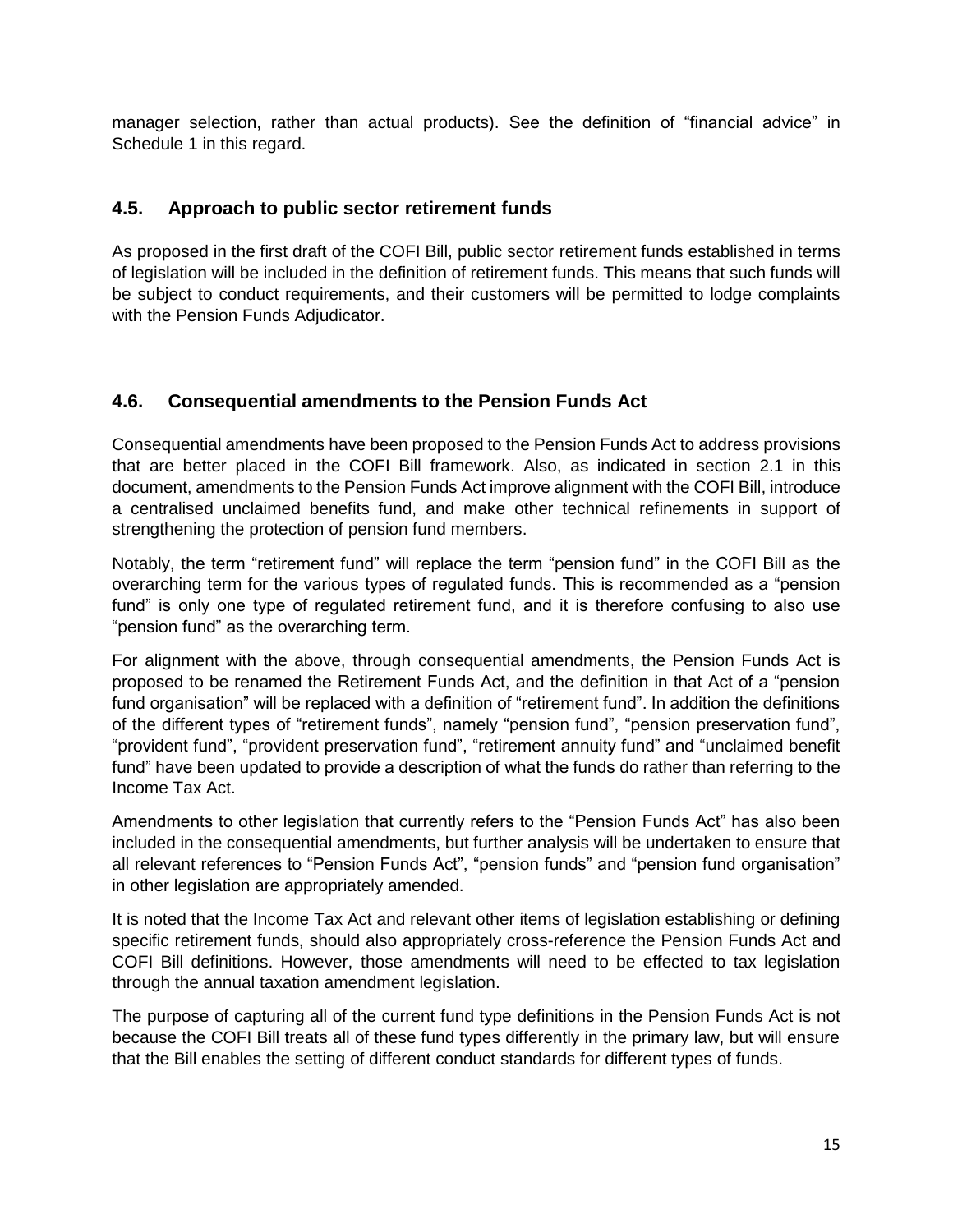manager selection, rather than actual products). See the definition of "financial advice" in Schedule 1 in this regard.

## 4.5. Approach to public sector retirement funds

As proposed in the first draft of the COFI Bill, public sector retirement funds established in terms of legislation will be included in the definition of retirement funds. This means that such funds will be subject to conduct requirements, and their customers will be permitted to lodge complaints with the Pension Funds Adjudicator.

## 4.6. Consequential amendments to the Pension Funds Act

Consequential amendments have been proposed to the Pension Funds Act to address provisions that are better placed in the COFI Bill framework. Also, as indicated in section 2.1 in this document, amendments to the Pension Funds Act improve alignment with the COFI Bill, introduce a centralised unclaimed benefits fund, and make other technical refinements in support of strengthening the protection of pension fund members.

Notably, the term "retirement fund" will replace the term "pension fund" in the COFI Bill as the overarching term for the various types of regulated funds. This is recommended as a "pension fund" is only one type of regulated retirement fund, and it is therefore confusing to also use "pension fund" as the overarching term.

For alignment with the above, through consequential amendments, the Pension Funds Act is proposed to be renamed the Retirement Funds Act, and the definition in that Act of a "pension fund organisation" will be replaced with a definition of "retirement fund". In addition the definitions of the different types of "retirement funds", namely "pension fund", "pension preservation fund", "provident fund", "provident preservation fund", "retirement annuity fund" and "unclaimed benefit fund" have been updated to provide a description of what the funds do rather than referring to the Income Tax Act.

Amendments to other legislation that currently refers to the "Pension Funds Act" has also been included in the consequential amendments, but further analysis will be undertaken to ensure that all relevant references to "Pension Funds Act", "pension funds" and "pension fund organisation" in other legislation are appropriately amended.

It is noted that the Income Tax Act and relevant other items of legislation establishing or defining specific retirement funds, should also appropriately cross-reference the Pension Funds Act and COFI Bill definitions. However, those amendments will need to be effected to tax legislation through the annual taxation amendment legislation.

The purpose of capturing all of the current fund type definitions in the Pension Funds Act is not because the COFI Bill treats all of these fund types differently in the primary law, but will ensure that the Bill enables the setting of different conduct standards for different types of funds.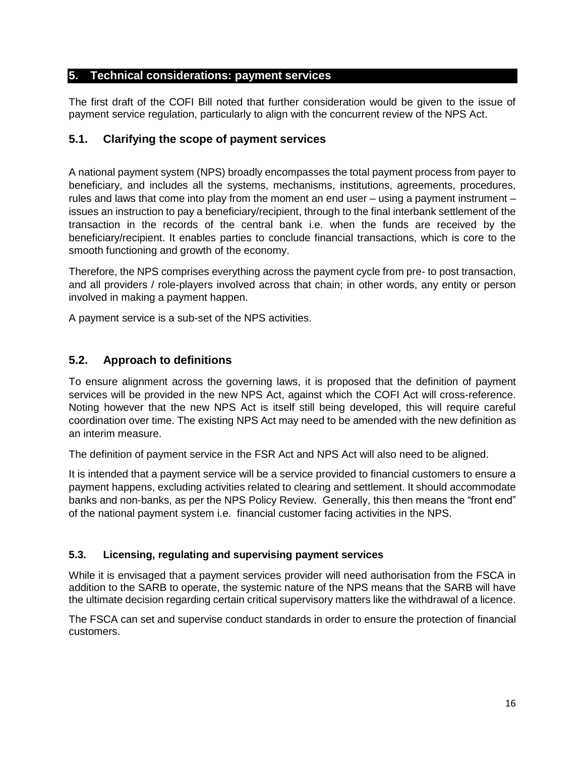## 5. Technical considerations: payment services

The first draft of the COFI Bill noted that further consideration would be given to the issue of payment service regulation, particularly to align with the concurrent review of the NPS Act.

### 5.1. Clarifying the scope of payment services

A national payment system (NPS) broadly encompasses the total payment process from payer to beneficiary, and includes all the systems, mechanisms, institutions, agreements, procedures, rules and laws that come into play from the moment an end user – using a payment instrument – issues an instruction to pay a beneficiary/recipient, through to the final interbank settlement of the transaction in the records of the central bank i.e. when the funds are received by the beneficiary/recipient. It enables parties to conclude financial transactions, which is core to the smooth functioning and growth of the economy.

Therefore, the NPS comprises everything across the payment cycle from pre- to post transaction, and all providers / role-players involved across that chain; in other words, any entity or person involved in making a payment happen.

A payment service is a sub-set of the NPS activities.

### 5.2. Approach to definitions

To ensure alignment across the governing laws, it is proposed that the definition of payment services will be provided in the new NPS Act, against which the COFI Act will cross-reference. Noting however that the new NPS Act is itself still being developed, this will require careful coordination over time. The existing NPS Act may need to be amended with the new definition as an interim measure.

The definition of payment service in the FSR Act and NPS Act will also need to be aligned.

It is intended that a payment service will be a service provided to financial customers to ensure a payment happens, excluding activities related to clearing and settlement. It should accommodate banks and non-banks, as per the NPS Policy Review. Generally, this then means the "front end" of the national payment system i.e. financial customer facing activities in the NPS.

### 5.3. Licensing, regulating and supervising payment services

While it is envisaged that a payment services provider will need authorisation from the FSCA in addition to the SARB to operate, the systemic nature of the NPS means that the SARB will have the ultimate decision regarding certain critical supervisory matters like the withdrawal of a licence.

The FSCA can set and supervise conduct standards in order to ensure the protection of financial customers.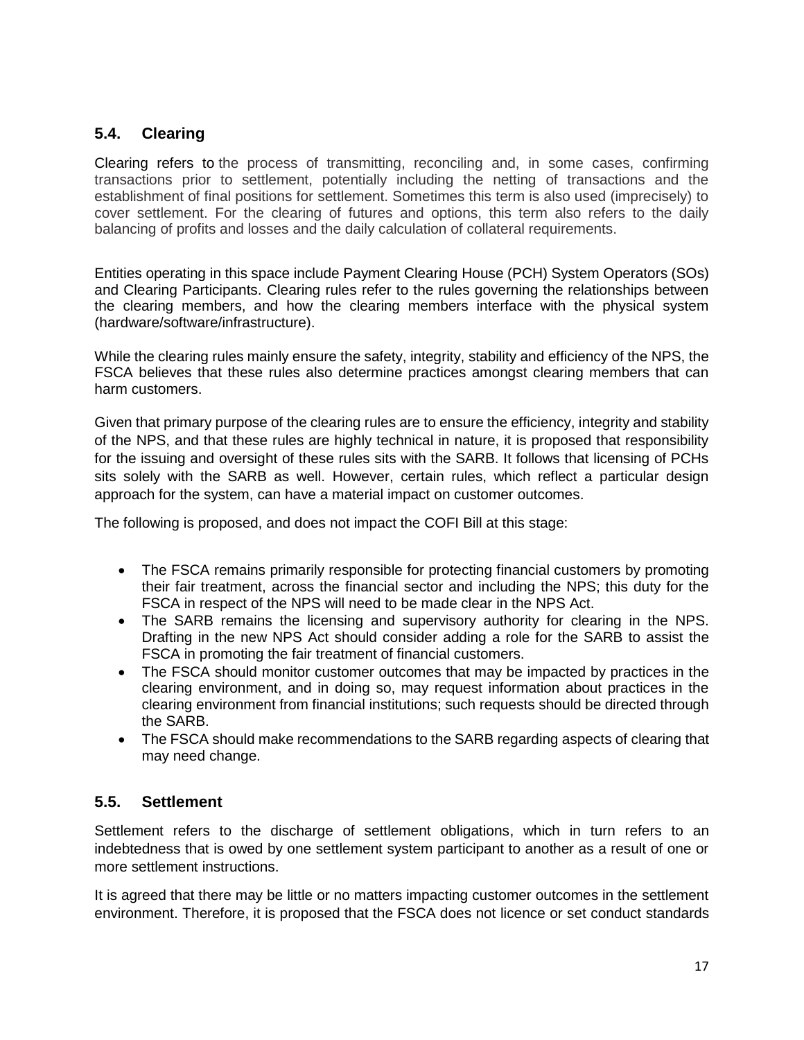## 5.4. Clearing

Clearing refers to the process of transmitting, reconciling and, in some cases, confirming transactions prior to settlement, potentially including the netting of transactions and the establishment of final positions for settlement. Sometimes this term is also used (imprecisely) to cover settlement. For the clearing of futures and options, this term also refers to the daily balancing of profits and losses and the daily calculation of collateral requirements.

Entities operating in this space include Payment Clearing House (PCH) System Operators (SOs) and Clearing Participants. Clearing rules refer to the rules governing the relationships between the clearing members, and how the clearing members interface with the physical system (hardware/software/infrastructure).

While the clearing rules mainly ensure the safety, integrity, stability and efficiency of the NPS, the FSCA believes that these rules also determine practices amongst clearing members that can harm customers.

Given that primary purpose of the clearing rules are to ensure the efficiency, integrity and stability of the NPS, and that these rules are highly technical in nature, it is proposed that responsibility for the issuing and oversight of these rules sits with the SARB. It follows that licensing of PCHs sits solely with the SARB as well. However, certain rules, which reflect a particular design approach for the system, can have a material impact on customer outcomes.

The following is proposed, and does not impact the COFI Bill at this stage:

- The FSCA remains primarily responsible for protecting financial customers by promoting their fair treatment, across the financial sector and including the NPS; this duty for the FSCA in respect of the NPS will need to be made clear in the NPS Act.
- The SARB remains the licensing and supervisory authority for clearing in the NPS. Drafting in the new NPS Act should consider adding a role for the SARB to assist the FSCA in promoting the fair treatment of financial customers.
- The FSCA should monitor customer outcomes that may be impacted by practices in the clearing environment, and in doing so, may request information about practices in the clearing environment from financial institutions; such requests should be directed through the SARB.
- The FSCA should make recommendations to the SARB regarding aspects of clearing that may need change.

## 5.5. Settlement

Settlement refers to the discharge of settlement obligations, which in turn refers to an indebtedness that is owed by one settlement system participant to another as a result of one or more settlement instructions.

It is agreed that there may be little or no matters impacting customer outcomes in the settlement environment. Therefore, it is proposed that the FSCA does not licence or set conduct standards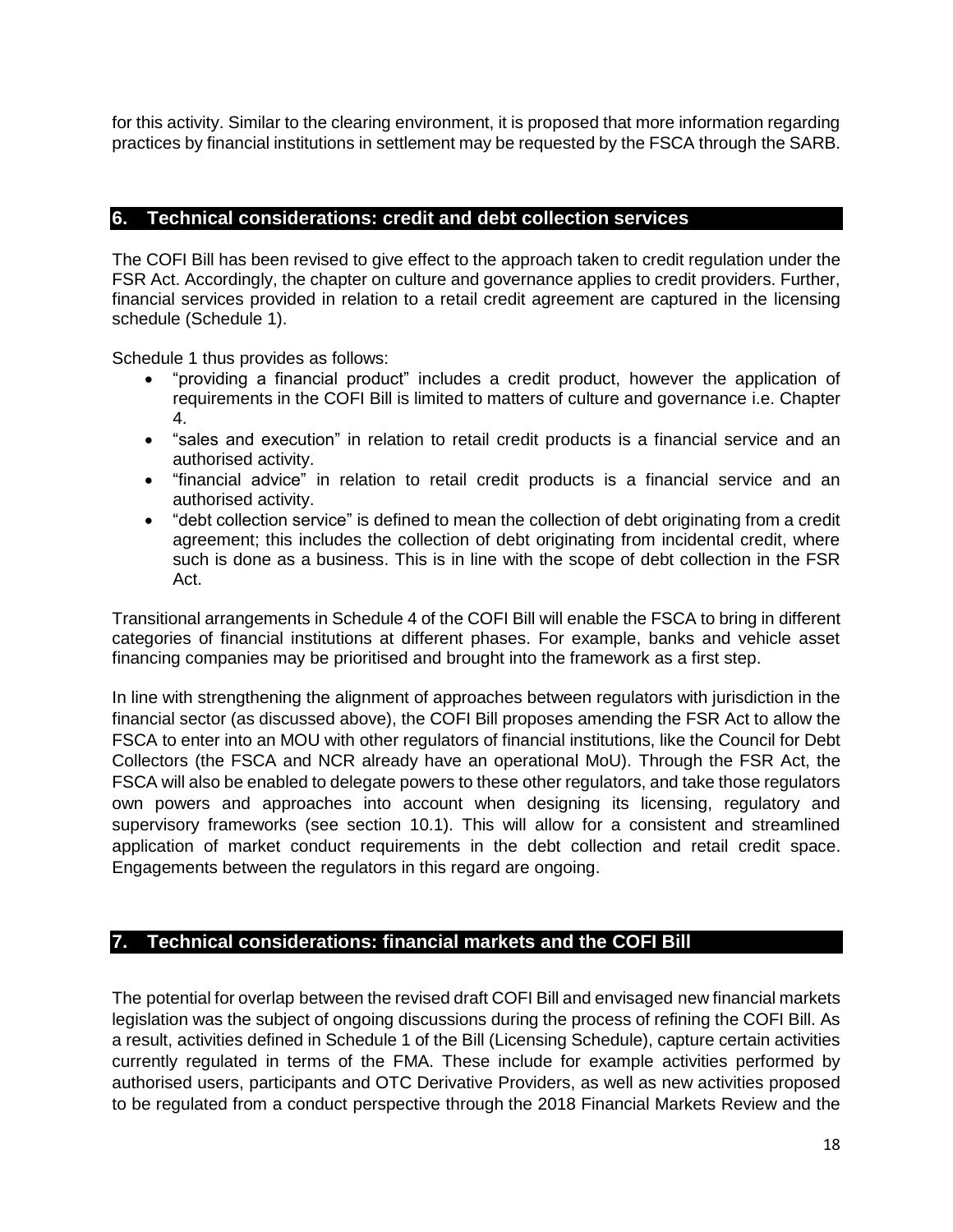for this activity. Similar to the clearing environment, it is proposed that more information regarding practices by financial institutions in settlement may be requested by the FSCA through the SARB.

## 6. Technical considerations: credit and debt collection services

The COFI Bill has been revised to give effect to the approach taken to credit regulation under the FSR Act. Accordingly, the chapter on culture and governance applies to credit providers. Further, financial services provided in relation to a retail credit agreement are captured in the licensing schedule (Schedule 1).

Schedule 1 thus provides as follows:

- "providing a financial product" includes a credit product, however the application of requirements in the COFI Bill is limited to matters of culture and governance i.e. Chapter 4.
- "sales and execution" in relation to retail credit products is a financial service and an authorised activity.
- "financial advice" in relation to retail credit products is a financial service and an authorised activity.
- "debt collection service" is defined to mean the collection of debt originating from a credit agreement; this includes the collection of debt originating from incidental credit, where such is done as a business. This is in line with the scope of debt collection in the FSR Act.

Transitional arrangements in Schedule 4 of the COFI Bill will enable the FSCA to bring in different categories of financial institutions at different phases. For example, banks and vehicle asset financing companies may be prioritised and brought into the framework as a first step.

In line with strengthening the alignment of approaches between regulators with jurisdiction in the financial sector (as discussed above), the COFI Bill proposes amending the FSR Act to allow the FSCA to enter into an MOU with other regulators of financial institutions, like the Council for Debt Collectors (the FSCA and NCR already have an operational MoU). Through the FSR Act, the FSCA will also be enabled to delegate powers to these other regulators, and take those regulators own powers and approaches into account when designing its licensing, regulatory and supervisory frameworks (see section 10.1). This will allow for a consistent and streamlined application of market conduct requirements in the debt collection and retail credit space. Engagements between the regulators in this regard are ongoing.

## 7. Technical considerations: financial markets and the COFI Bill

The potential for overlap between the revised draft COFI Bill and envisaged new financial markets legislation was the subject of ongoing discussions during the process of refining the COFI Bill. As a result, activities defined in Schedule 1 of the Bill (Licensing Schedule), capture certain activities currently regulated in terms of the FMA. These include for example activities performed by authorised users, participants and OTC Derivative Providers, as well as new activities proposed to be regulated from a conduct perspective through the 2018 Financial Markets Review and the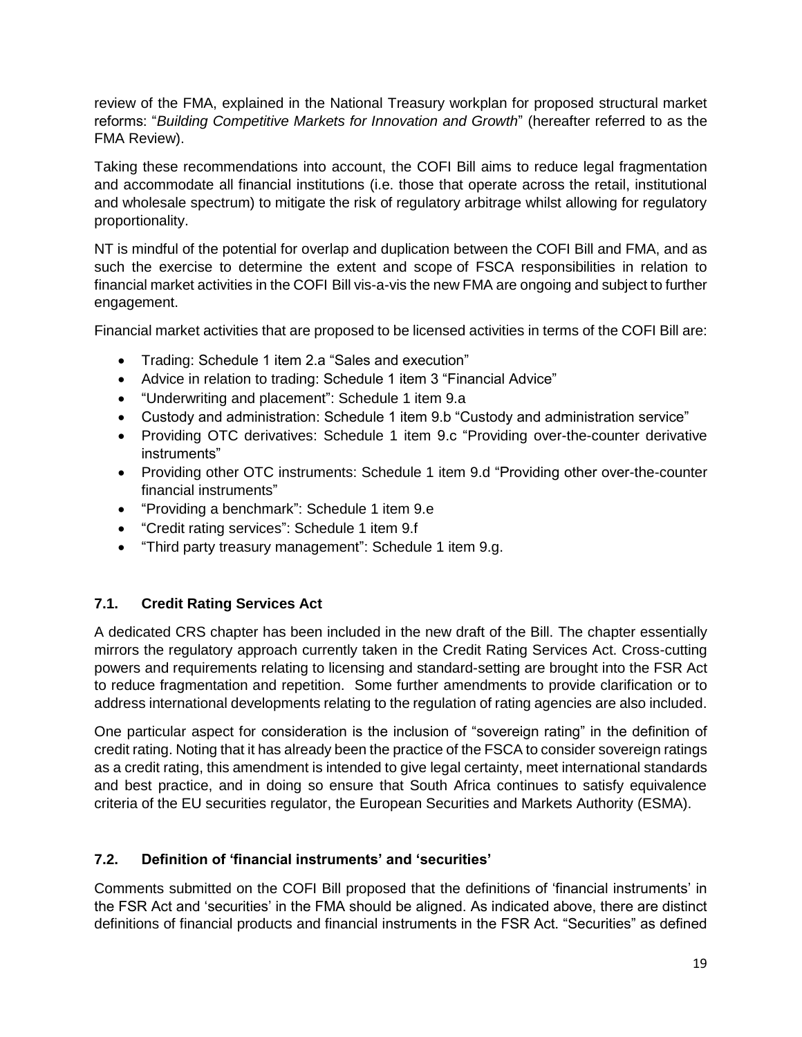review of the FMA, explained in the National Treasury workplan for proposed structural market reforms: "*Building Competitive Markets for Innovation and Growth*" (hereafter referred to as the FMA Review).

Taking these recommendations into account, the COFI Bill aims to reduce legal fragmentation and accommodate all financial institutions (i.e. those that operate across the retail, institutional and wholesale spectrum) to mitigate the risk of regulatory arbitrage whilst allowing for regulatory proportionality.

NT is mindful of the potential for overlap and duplication between the COFI Bill and FMA, and as such the exercise to determine the extent and scope of FSCA responsibilities in relation to financial market activities in the COFI Bill vis-a-vis the new FMA are ongoing and subject to further engagement.

Financial market activities that are proposed to be licensed activities in terms of the COFI Bill are:

- Trading: Schedule 1 item 2.a "Sales and execution"
- Advice in relation to trading: Schedule 1 item 3 "Financial Advice"
- "Underwriting and placement": Schedule 1 item 9.a
- Custody and administration: Schedule 1 item 9.b "Custody and administration service"
- Providing OTC derivatives: Schedule 1 item 9.c "Providing over-the-counter derivative instruments"
- Providing other OTC instruments: Schedule 1 item 9.d "Providing other over-the-counter financial instruments"
- "Providing a benchmark": Schedule 1 item 9.e
- "Credit rating services": Schedule 1 item 9.f
- "Third party treasury management": Schedule 1 item 9.g.

### 7.1. Credit Rating Services Act

A dedicated CRS chapter has been included in the new draft of the Bill. The chapter essentially mirrors the regulatory approach currently taken in the Credit Rating Services Act. Cross-cutting powers and requirements relating to licensing and standard-setting are brought into the FSR Act to reduce fragmentation and repetition. Some further amendments to provide clarification or to address international developments relating to the regulation of rating agencies are also included.

One particular aspect for consideration is the inclusion of "sovereign rating" in the definition of credit rating. Noting that it has already been the practice of the FSCA to consider sovereign ratings as a credit rating, this amendment is intended to give legal certainty, meet international standards and best practice, and in doing so ensure that South Africa continues to satisfy equivalence criteria of the EU securities regulator, the European Securities and Markets Authority (ESMA).

### 7.2. Definition of 'financial instruments' and 'securities'

Comments submitted on the COFI Bill proposed that the definitions of 'financial instruments' in the FSR Act and 'securities' in the FMA should be aligned. As indicated above, there are distinct definitions of financial products and financial instruments in the FSR Act. "Securities" as defined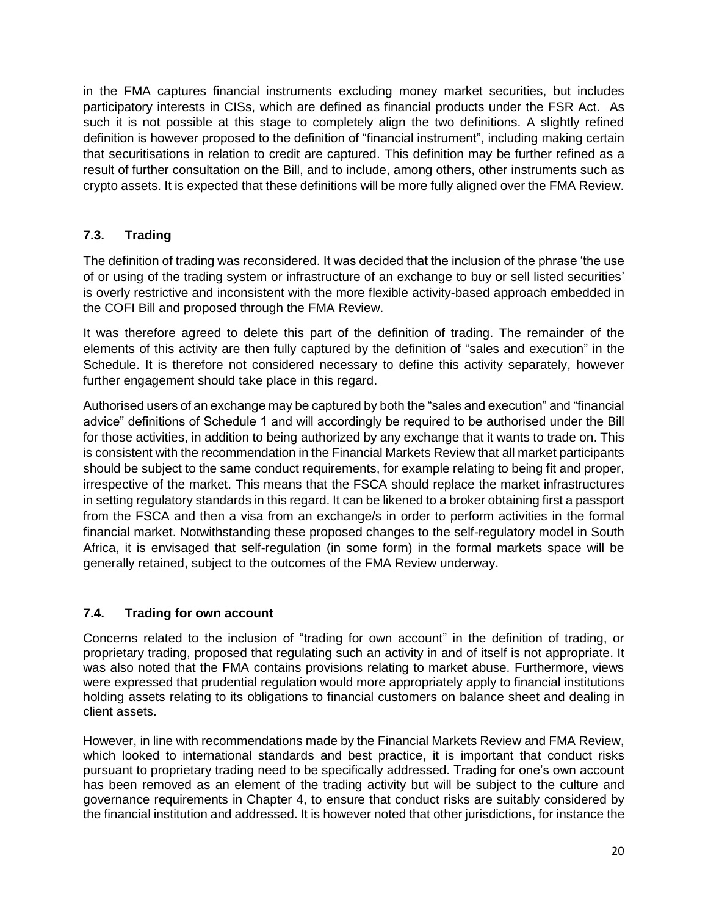in the FMA captures financial instruments excluding money market securities, but includes participatory interests in CISs, which are defined as financial products under the FSR Act. As such it is not possible at this stage to completely align the two definitions. A slightly refined definition is however proposed to the definition of "financial instrument", including making certain that securitisations in relation to credit are captured. This definition may be further refined as a result of further consultation on the Bill, and to include, among others, other instruments such as crypto assets. It is expected that these definitions will be more fully aligned over the FMA Review.

### 7.3. Trading

The definition of trading was reconsidered. It was decided that the inclusion of the phrase 'the use of or using of the trading system or infrastructure of an exchange to buy or sell listed securities' is overly restrictive and inconsistent with the more flexible activity-based approach embedded in the COFI Bill and proposed through the FMA Review.

It was therefore agreed to delete this part of the definition of trading. The remainder of the elements of this activity are then fully captured by the definition of "sales and execution" in the Schedule. It is therefore not considered necessary to define this activity separately, however further engagement should take place in this regard.

Authorised users of an exchange may be captured by both the "sales and execution" and "financial advice" definitions of Schedule 1 and will accordingly be required to be authorised under the Bill for those activities, in addition to being authorized by any exchange that it wants to trade on. This is consistent with the recommendation in the Financial Markets Review that all market participants should be subject to the same conduct requirements, for example relating to being fit and proper, irrespective of the market. This means that the FSCA should replace the market infrastructures in setting regulatory standards in this regard. It can be likened to a broker obtaining first a passport from the FSCA and then a visa from an exchange/s in order to perform activities in the formal financial market. Notwithstanding these proposed changes to the self-regulatory model in South Africa, it is envisaged that self-regulation (in some form) in the formal markets space will be generally retained, subject to the outcomes of the FMA Review underway.

### 7.4. Trading for own account

Concerns related to the inclusion of "trading for own account" in the definition of trading, or proprietary trading, proposed that regulating such an activity in and of itself is not appropriate. It was also noted that the FMA contains provisions relating to market abuse. Furthermore, views were expressed that prudential regulation would more appropriately apply to financial institutions holding assets relating to its obligations to financial customers on balance sheet and dealing in client assets.

However, in line with recommendations made by the Financial Markets Review and FMA Review, which looked to international standards and best practice, it is important that conduct risks pursuant to proprietary trading need to be specifically addressed. Trading for one's own account has been removed as an element of the trading activity but will be subject to the culture and governance requirements in Chapter 4, to ensure that conduct risks are suitably considered by the financial institution and addressed. It is however noted that other jurisdictions, for instance the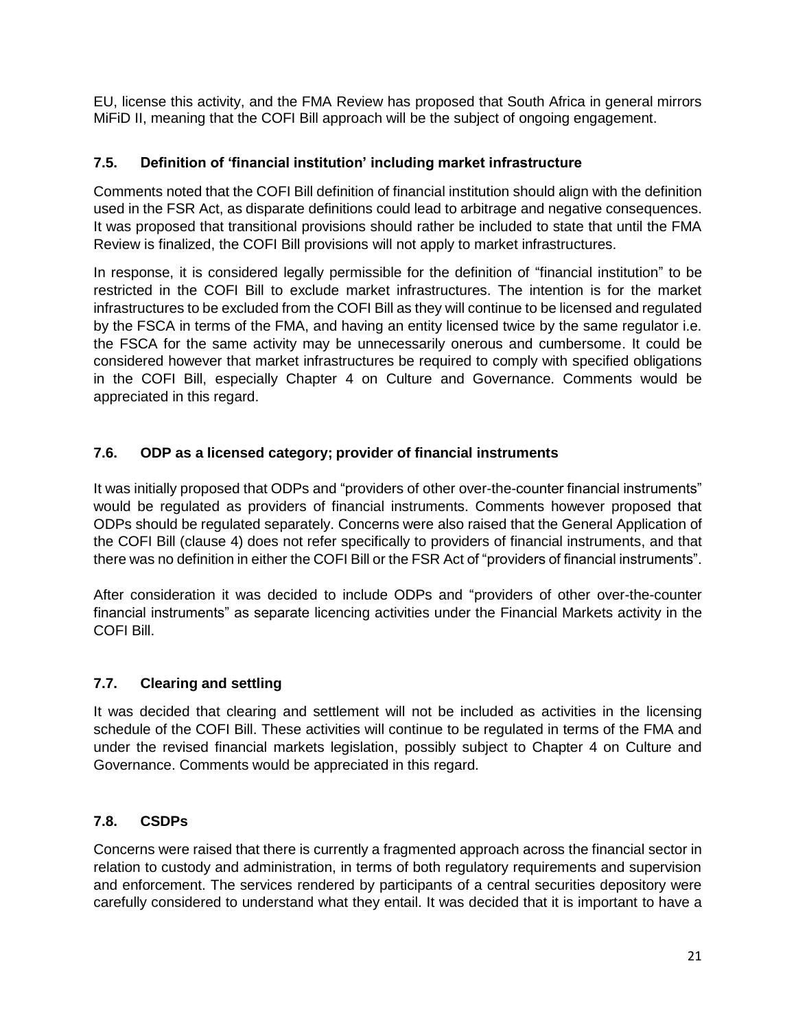EU, license this activity, and the FMA Review has proposed that South Africa in general mirrors MiFiD II, meaning that the COFI Bill approach will be the subject of ongoing engagement.

### 7.5. Definition of 'financial institution' including market infrastructure

Comments noted that the COFI Bill definition of financial institution should align with the definition used in the FSR Act, as disparate definitions could lead to arbitrage and negative consequences. It was proposed that transitional provisions should rather be included to state that until the FMA Review is finalized, the COFI Bill provisions will not apply to market infrastructures.

In response, it is considered legally permissible for the definition of "financial institution" to be restricted in the COFI Bill to exclude market infrastructures. The intention is for the market infrastructures to be excluded from the COFI Bill as they will continue to be licensed and regulated by the FSCA in terms of the FMA, and having an entity licensed twice by the same regulator i.e. the FSCA for the same activity may be unnecessarily onerous and cumbersome. It could be considered however that market infrastructures be required to comply with specified obligations in the COFI Bill, especially Chapter 4 on Culture and Governance. Comments would be appreciated in this regard.

### 7.6. ODP as a licensed category; provider of financial instruments

It was initially proposed that ODPs and "providers of other over-the-counter financial instruments" would be regulated as providers of financial instruments. Comments however proposed that ODPs should be regulated separately. Concerns were also raised that the General Application of the COFI Bill (clause 4) does not refer specifically to providers of financial instruments, and that there was no definition in either the COFI Bill or the FSR Act of "providers of financial instruments".

After consideration it was decided to include ODPs and "providers of other over-the-counter financial instruments" as separate licencing activities under the Financial Markets activity in the COFI Bill.

### 7.7. Clearing and settling

It was decided that clearing and settlement will not be included as activities in the licensing schedule of the COFI Bill. These activities will continue to be regulated in terms of the FMA and under the revised financial markets legislation, possibly subject to Chapter 4 on Culture and Governance. Comments would be appreciated in this regard.

### 7.8. CSDPs

Concerns were raised that there is currently a fragmented approach across the financial sector in relation to custody and administration, in terms of both regulatory requirements and supervision and enforcement. The services rendered by participants of a central securities depository were carefully considered to understand what they entail. It was decided that it is important to have a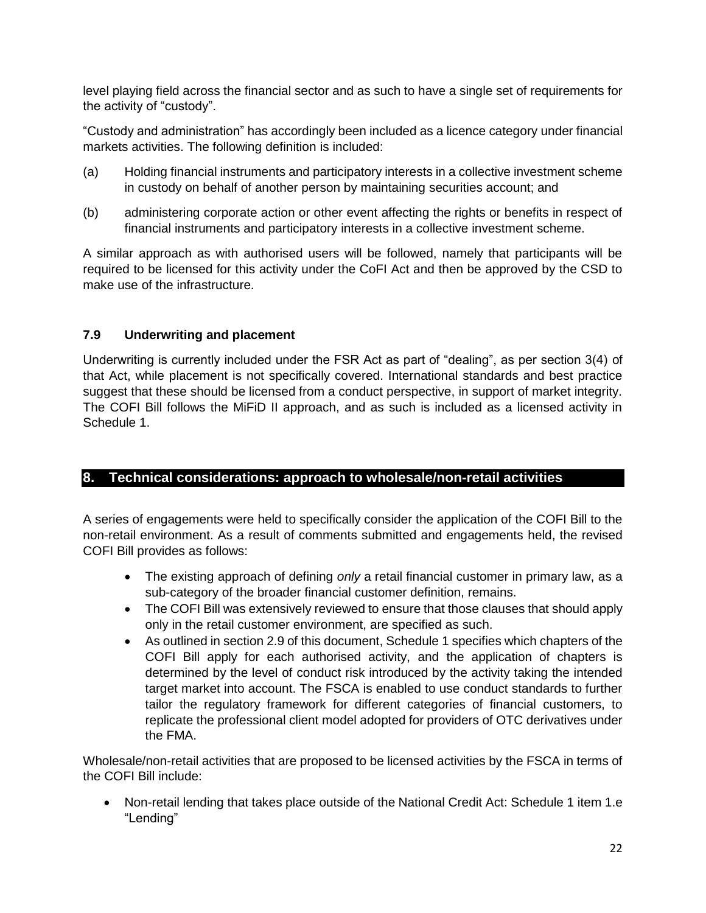level playing field across the financial sector and as such to have a single set of requirements for the activity of "custody".

"Custody and administration" has accordingly been included as a licence category under financial markets activities. The following definition is included:

(a) Holding financial instruments and participatory interests in a collective investment scheme in custody on behalf of another person by maintaining securities account; and

(b) administering corporate action or other event affecting the rights or benefits in respect of financial instruments and participatory interests in a collective investment scheme.

A similar approach as with authorised users will be followed, namely that participants will be required to be licensed for this activity under the CoFI Act and then be approved by the CSD to make use of the infrastructure.

### 7.9 Underwriting and placement

Underwriting is currently included under the FSR Act as part of "dealing", as per section 3(4) of that Act, while placement is not specifically covered. International standards and best practice suggest that these should be licensed from a conduct perspective, in support of market integrity. The COFI Bill follows the MiFiD II approach, and as such is included as a licensed activity in Schedule 1.

## 8. Technical considerations: approach to wholesale/non-retail activities

A series of engagements were held to specifically consider the application of the COFI Bill to the non-retail environment. As a result of comments submitted and engagements held, the revised COFI Bill provides as follows:

- The existing approach of defining *only* a retail financial customer in primary law, as a sub-category of the broader financial customer definition, remains.
- The COFI Bill was extensively reviewed to ensure that those clauses that should apply only in the retail customer environment, are specified as such.
- As outlined in section 2.9 of this document, Schedule 1 specifies which chapters of the COFI Bill apply for each authorised activity, and the application of chapters is determined by the level of conduct risk introduced by the activity taking the intended target market into account. The FSCA is enabled to use conduct standards to further tailor the regulatory framework for different categories of financial customers, to replicate the professional client model adopted for providers of OTC derivatives under the FMA.

Wholesale/non-retail activities that are proposed to be licensed activities by the FSCA in terms of the COFI Bill include:

- Non-retail lending that takes place outside of the National Credit Act: Schedule 1 item 1.e "Lending"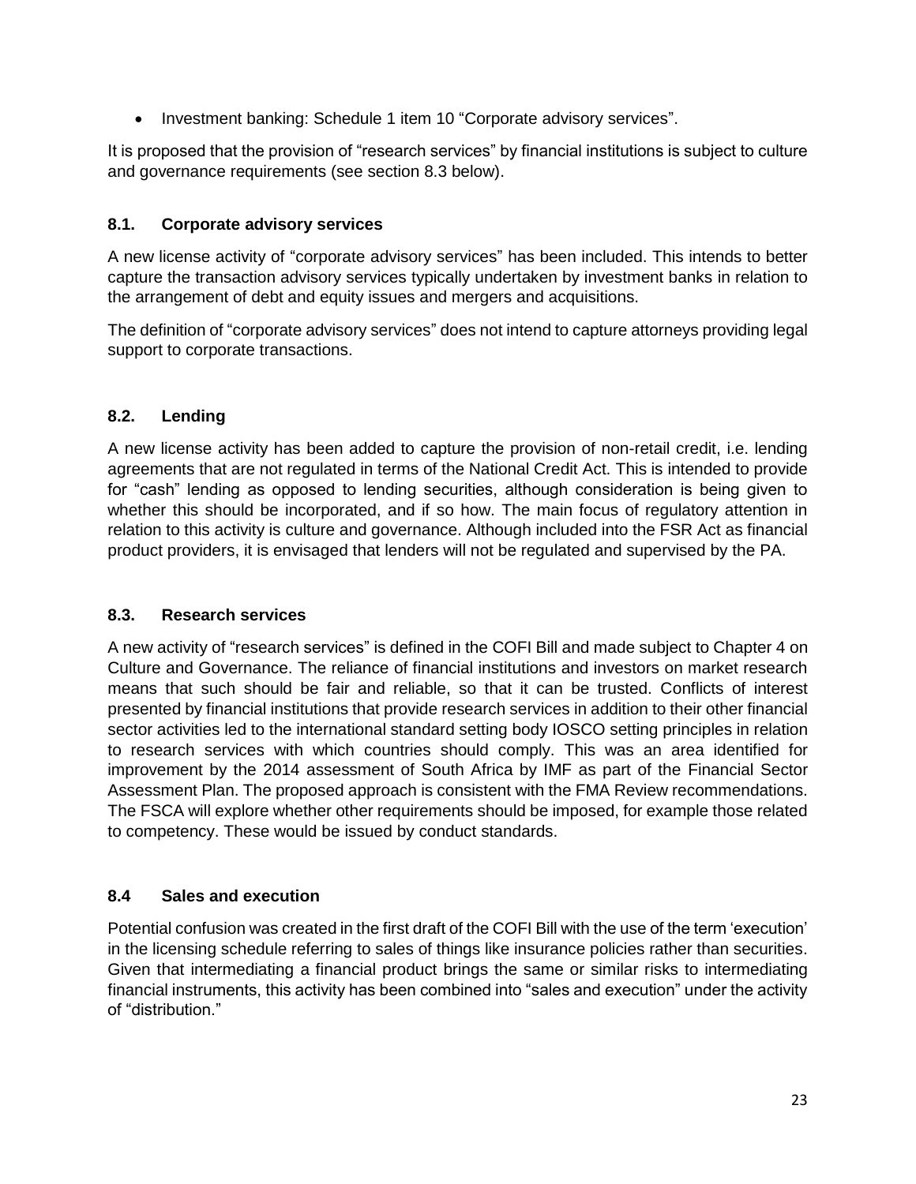- Investment banking: Schedule 1 item 10 "Corporate advisory services".

It is proposed that the provision of "research services" by financial institutions is subject to culture and governance requirements (see section 8.3 below).

### 8.1. Corporate advisory services

A new license activity of "corporate advisory services" has been included. This intends to better capture the transaction advisory services typically undertaken by investment banks in relation to the arrangement of debt and equity issues and mergers and acquisitions.

The definition of "corporate advisory services" does not intend to capture attorneys providing legal support to corporate transactions.

### 8.2. Lending

A new license activity has been added to capture the provision of non-retail credit, i.e. lending agreements that are not regulated in terms of the National Credit Act. This is intended to provide for "cash" lending as opposed to lending securities, although consideration is being given to whether this should be incorporated, and if so how. The main focus of regulatory attention in relation to this activity is culture and governance. Although included into the FSR Act as financial product providers, it is envisaged that lenders will not be regulated and supervised by the PA.

### 8.3. Research services

A new activity of "research services" is defined in the COFI Bill and made subject to Chapter 4 on Culture and Governance. The reliance of financial institutions and investors on market research means that such should be fair and reliable, so that it can be trusted. Conflicts of interest presented by financial institutions that provide research services in addition to their other financial sector activities led to the international standard setting body IOSCO setting principles in relation to research services with which countries should comply. This was an area identified for improvement by the 2014 assessment of South Africa by IMF as part of the Financial Sector Assessment Plan. The proposed approach is consistent with the FMA Review recommendations. The FSCA will explore whether other requirements should be imposed, for example those related to competency. These would be issued by conduct standards.

### 8.4 Sales and execution

Potential confusion was created in the first draft of the COFI Bill with the use of the term 'execution' in the licensing schedule referring to sales of things like insurance policies rather than securities. Given that intermediating a financial product brings the same or similar risks to intermediating financial instruments, this activity has been combined into "sales and execution" under the activity of "distribution."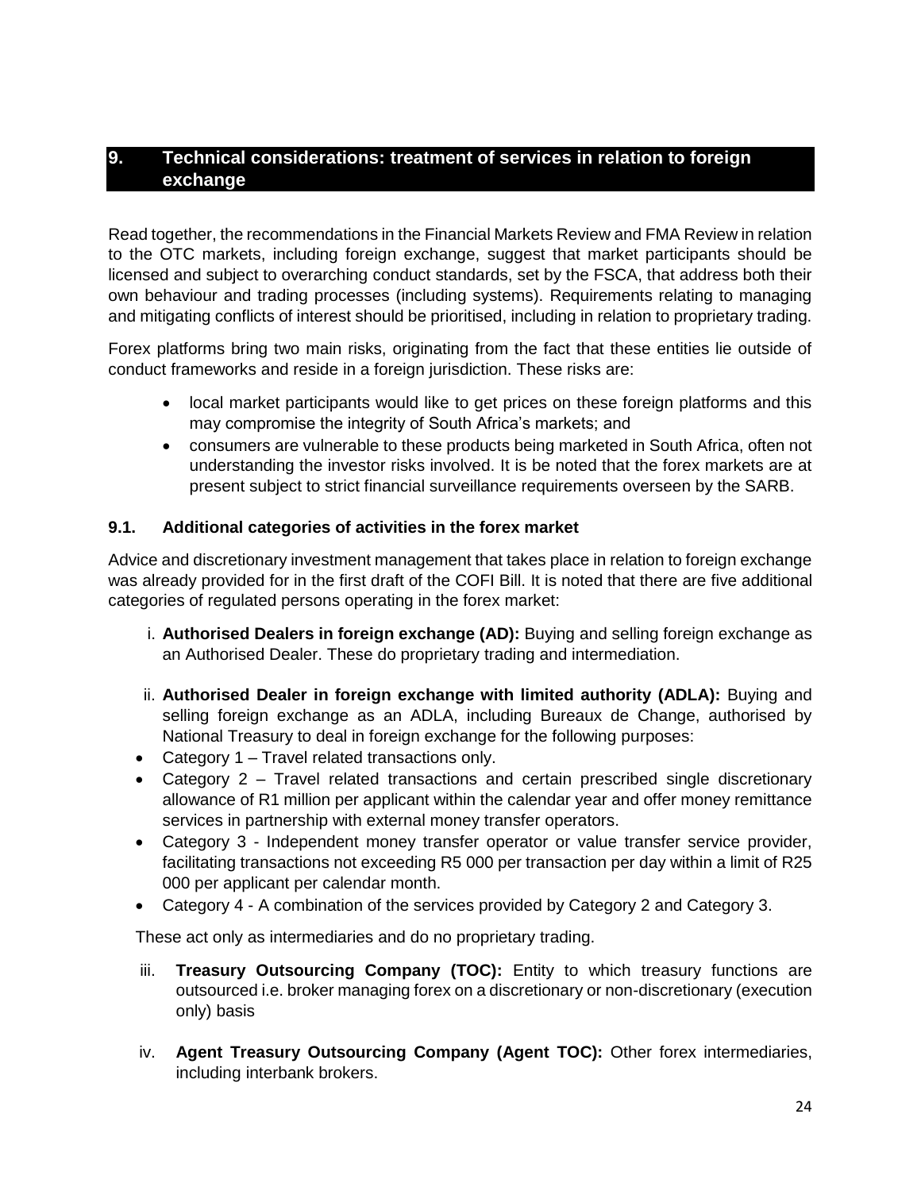## 9. Technical considerations: treatment of services in relation to foreign exchange

Read together, the recommendations in the Financial Markets Review and FMA Review in relation to the OTC markets, including foreign exchange, suggest that market participants should be licensed and subject to overarching conduct standards, set by the FSCA, that address both their own behaviour and trading processes (including systems). Requirements relating to managing and mitigating conflicts of interest should be prioritised, including in relation to proprietary trading.

Forex platforms bring two main risks, originating from the fact that these entities lie outside of conduct frameworks and reside in a foreign jurisdiction. These risks are:

- local market participants would like to get prices on these foreign platforms and this may compromise the integrity of South Africa's markets; and
- consumers are vulnerable to these products being marketed in South Africa, often not understanding the investor risks involved. It is be noted that the forex markets are at present subject to strict financial surveillance requirements overseen by the SARB.

### 9.1. Additional categories of activities in the forex market

Advice and discretionary investment management that takes place in relation to foreign exchange was already provided for in the first draft of the COFI Bill. It is noted that there are five additional categories of regulated persons operating in the forex market:

i. **Authorised Dealers in foreign exchange (AD):** Buying and selling foreign exchange as an Authorised Dealer. These do proprietary trading and intermediation.

ii. **Authorised Dealer in foreign exchange with limited authority (ADLA):** Buying and selling foreign exchange as an ADLA, including Bureaux de Change, authorised by National Treasury to deal in foreign exchange for the following purposes:

- Category 1 – Travel related transactions only.
- Category 2 – Travel related transactions and certain prescribed single discretionary allowance of R1 million per applicant within the calendar year and offer money remittance services in partnership with external money transfer operators.
- Category 3 - Independent money transfer operator or value transfer service provider, facilitating transactions not exceeding R5 000 per transaction per day within a limit of R25 000 per applicant per calendar month.
- Category 4 - A combination of the services provided by Category 2 and Category 3.

These act only as intermediaries and do no proprietary trading.

iii. **Treasury Outsourcing Company (TOC):** Entity to which treasury functions are outsourced i.e. broker managing forex on a discretionary or non-discretionary (execution only) basis

iv. **Agent Treasury Outsourcing Company (Agent TOC):** Other forex intermediaries, including interbank brokers.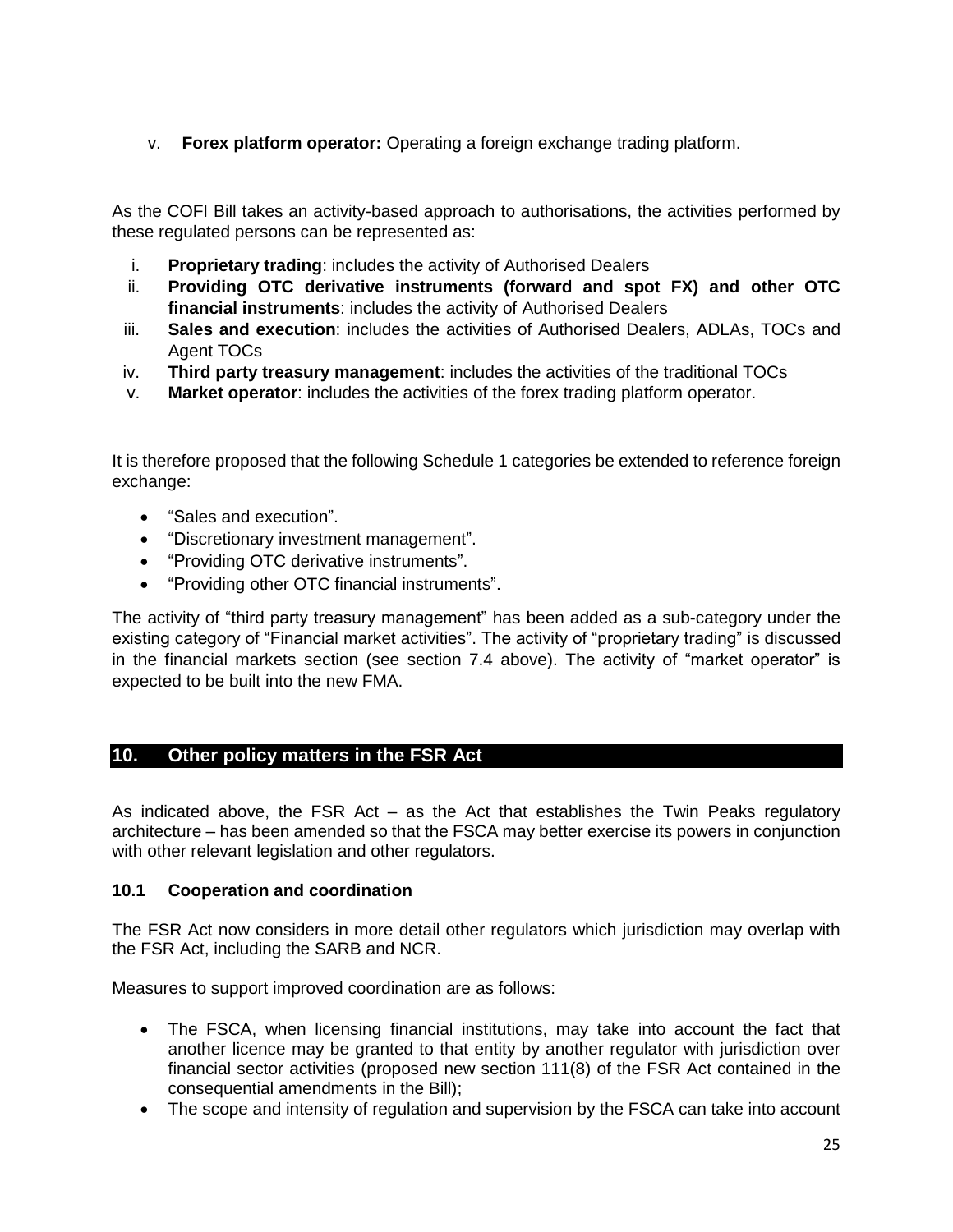v. **Forex platform operator:** Operating a foreign exchange trading platform.

As the COFI Bill takes an activity-based approach to authorisations, the activities performed by these regulated persons can be represented as:

i. **Proprietary trading**: includes the activity of Authorised Dealers
ii. **Providing OTC derivative instruments (forward and spot FX) and other OTC financial instruments**: includes the activity of Authorised Dealers
iii. **Sales and execution**: includes the activities of Authorised Dealers, ADLAs, TOCs and Agent TOCs
iv. **Third party treasury management**: includes the activities of the traditional TOCs
v. **Market operator**: includes the activities of the forex trading platform operator.

It is therefore proposed that the following Schedule 1 categories be extended to reference foreign exchange:

- "Sales and execution".
- "Discretionary investment management".
- "Providing OTC derivative instruments".
- "Providing other OTC financial instruments".

The activity of "third party treasury management" has been added as a sub-category under the existing category of "Financial market activities". The activity of "proprietary trading" is discussed in the financial markets section (see section 7.4 above). The activity of "market operator" is expected to be built into the new FMA.

## 10. Other policy matters in the FSR Act

As indicated above, the FSR Act – as the Act that establishes the Twin Peaks regulatory architecture – has been amended so that the FSCA may better exercise its powers in conjunction with other relevant legislation and other regulators.

### 10.1 Cooperation and coordination

The FSR Act now considers in more detail other regulators which jurisdiction may overlap with the FSR Act, including the SARB and NCR.

Measures to support improved coordination are as follows:

- The FSCA, when licensing financial institutions, may take into account the fact that another licence may be granted to that entity by another regulator with jurisdiction over financial sector activities (proposed new section 111(8) of the FSR Act contained in the consequential amendments in the Bill);
- The scope and intensity of regulation and supervision by the FSCA can take into account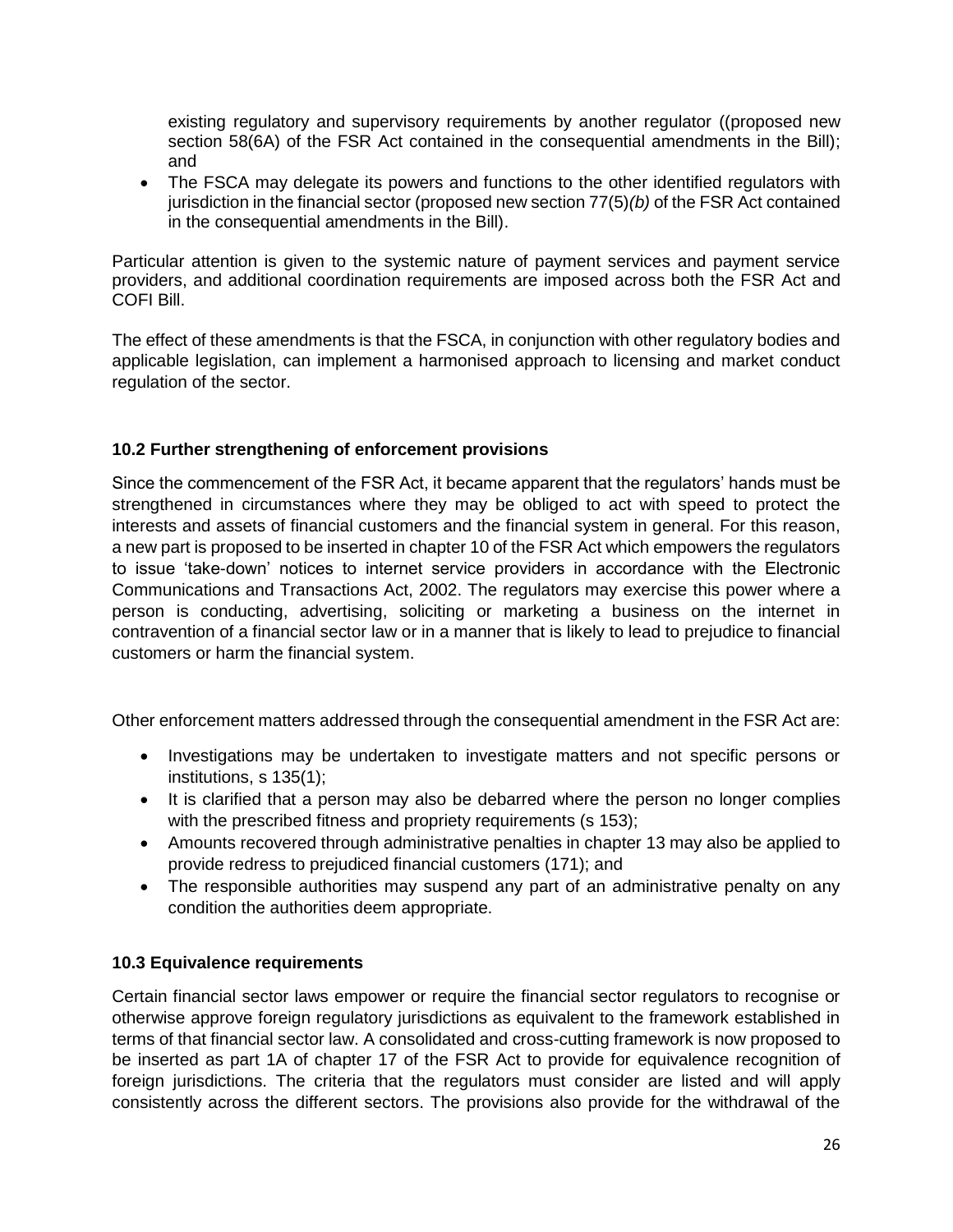existing regulatory and supervisory requirements by another regulator ((proposed new section 58(6A) of the FSR Act contained in the consequential amendments in the Bill); and

- The FSCA may delegate its powers and functions to the other identified regulators with jurisdiction in the financial sector (proposed new section 77(5)*(b)* of the FSR Act contained in the consequential amendments in the Bill).

Particular attention is given to the systemic nature of payment services and payment service providers, and additional coordination requirements are imposed across both the FSR Act and COFI Bill.

The effect of these amendments is that the FSCA, in conjunction with other regulatory bodies and applicable legislation, can implement a harmonised approach to licensing and market conduct regulation of the sector.

### 10.2 Further strengthening of enforcement provisions

Since the commencement of the FSR Act, it became apparent that the regulators' hands must be strengthened in circumstances where they may be obliged to act with speed to protect the interests and assets of financial customers and the financial system in general. For this reason, a new part is proposed to be inserted in chapter 10 of the FSR Act which empowers the regulators to issue 'take-down' notices to internet service providers in accordance with the Electronic Communications and Transactions Act, 2002. The regulators may exercise this power where a person is conducting, advertising, soliciting or marketing a business on the internet in contravention of a financial sector law or in a manner that is likely to lead to prejudice to financial customers or harm the financial system.

Other enforcement matters addressed through the consequential amendment in the FSR Act are:

- Investigations may be undertaken to investigate matters and not specific persons or institutions, s 135(1);
- It is clarified that a person may also be debarred where the person no longer complies with the prescribed fitness and propriety requirements (s 153);
- Amounts recovered through administrative penalties in chapter 13 may also be applied to provide redress to prejudiced financial customers (171); and
- The responsible authorities may suspend any part of an administrative penalty on any condition the authorities deem appropriate.

### 10.3 Equivalence requirements

Certain financial sector laws empower or require the financial sector regulators to recognise or otherwise approve foreign regulatory jurisdictions as equivalent to the framework established in terms of that financial sector law. A consolidated and cross-cutting framework is now proposed to be inserted as part 1A of chapter 17 of the FSR Act to provide for equivalence recognition of foreign jurisdictions. The criteria that the regulators must consider are listed and will apply consistently across the different sectors. The provisions also provide for the withdrawal of the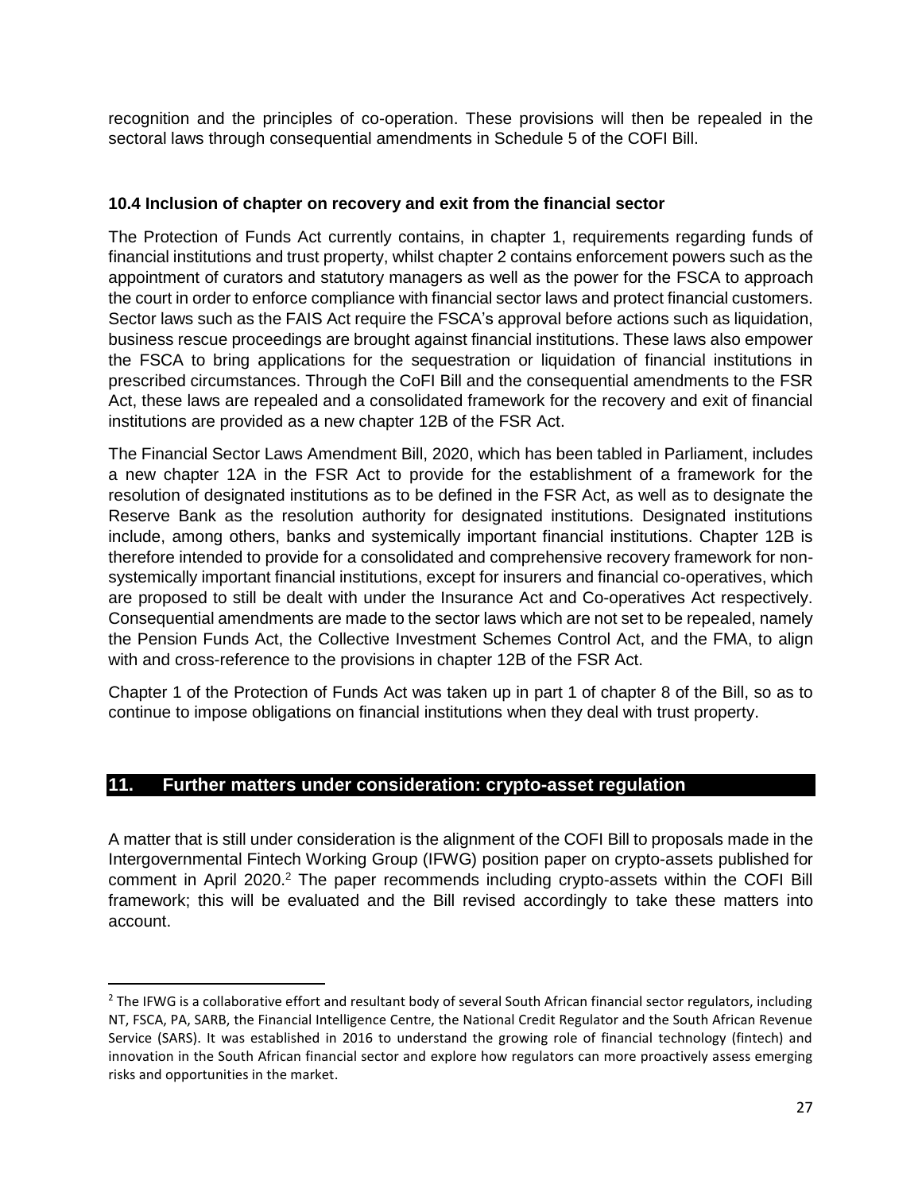recognition and the principles of co-operation. These provisions will then be repealed in the sectoral laws through consequential amendments in Schedule 5 of the COFI Bill.

### 10.4 Inclusion of chapter on recovery and exit from the financial sector

The Protection of Funds Act currently contains, in chapter 1, requirements regarding funds of financial institutions and trust property, whilst chapter 2 contains enforcement powers such as the appointment of curators and statutory managers as well as the power for the FSCA to approach the court in order to enforce compliance with financial sector laws and protect financial customers. Sector laws such as the FAIS Act require the FSCA's approval before actions such as liquidation, business rescue proceedings are brought against financial institutions. These laws also empower the FSCA to bring applications for the sequestration or liquidation of financial institutions in prescribed circumstances. Through the CoFI Bill and the consequential amendments to the FSR Act, these laws are repealed and a consolidated framework for the recovery and exit of financial institutions are provided as a new chapter 12B of the FSR Act.

The Financial Sector Laws Amendment Bill, 2020, which has been tabled in Parliament, includes a new chapter 12A in the FSR Act to provide for the establishment of a framework for the resolution of designated institutions as to be defined in the FSR Act, as well as to designate the Reserve Bank as the resolution authority for designated institutions. Designated institutions include, among others, banks and systemically important financial institutions. Chapter 12B is therefore intended to provide for a consolidated and comprehensive recovery framework for non-systemically important financial institutions, except for insurers and financial co-operatives, which are proposed to still be dealt with under the Insurance Act and Co-operatives Act respectively. Consequential amendments are made to the sector laws which are not set to be repealed, namely the Pension Funds Act, the Collective Investment Schemes Control Act, and the FMA, to align with and cross-reference to the provisions in chapter 12B of the FSR Act.

Chapter 1 of the Protection of Funds Act was taken up in part 1 of chapter 8 of the Bill, so as to continue to impose obligations on financial institutions when they deal with trust property.

## 11. Further matters under consideration: crypto-asset regulation

A matter that is still under consideration is the alignment of the COFI Bill to proposals made in the Intergovernmental Fintech Working Group (IFWG) position paper on crypto-assets published for comment in April 2020.[2] The paper recommends including crypto-assets within the COFI Bill framework; this will be evaluated and the Bill revised accordingly to take these matters into account.

[2] The IFWG is a collaborative effort and resultant body of several South African financial sector regulators, including NT, FSCA, PA, SARB, the Financial Intelligence Centre, the National Credit Regulator and the South African Revenue Service (SARS). It was established in 2016 to understand the growing role of financial technology (fintech) and innovation in the South African financial sector and explore how regulators can more proactively assess emerging risks and opportunities in the market.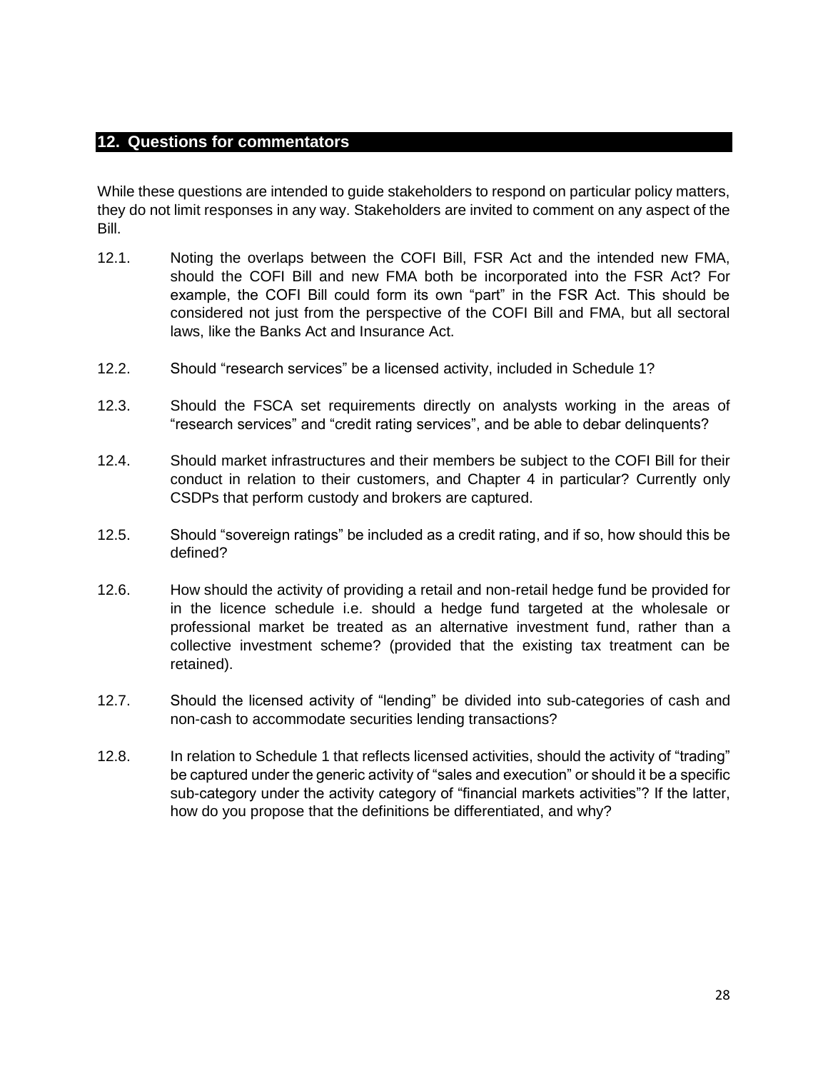## 12. Questions for commentators

While these questions are intended to guide stakeholders to respond on particular policy matters, they do not limit responses in any way. Stakeholders are invited to comment on any aspect of the Bill.

12.1. Noting the overlaps between the COFI Bill, FSR Act and the intended new FMA, should the COFI Bill and new FMA both be incorporated into the FSR Act? For example, the COFI Bill could form its own "part" in the FSR Act. This should be considered not just from the perspective of the COFI Bill and FMA, but all sectoral laws, like the Banks Act and Insurance Act.

12.2. Should "research services" be a licensed activity, included in Schedule 1?

12.3. Should the FSCA set requirements directly on analysts working in the areas of "research services" and "credit rating services", and be able to debar delinquents?

12.4. Should market infrastructures and their members be subject to the COFI Bill for their conduct in relation to their customers, and Chapter 4 in particular? Currently only CSDPs that perform custody and brokers are captured.

12.5. Should "sovereign ratings" be included as a credit rating, and if so, how should this be defined?

12.6. How should the activity of providing a retail and non-retail hedge fund be provided for in the licence schedule i.e. should a hedge fund targeted at the wholesale or professional market be treated as an alternative investment fund, rather than a collective investment scheme? (provided that the existing tax treatment can be retained).

12.7. Should the licensed activity of "lending" be divided into sub-categories of cash and non-cash to accommodate securities lending transactions?

12.8. In relation to Schedule 1 that reflects licensed activities, should the activity of "trading" be captured under the generic activity of "sales and execution" or should it be a specific sub-category under the activity category of "financial markets activities"? If the latter, how do you propose that the definitions be differentiated, and why?